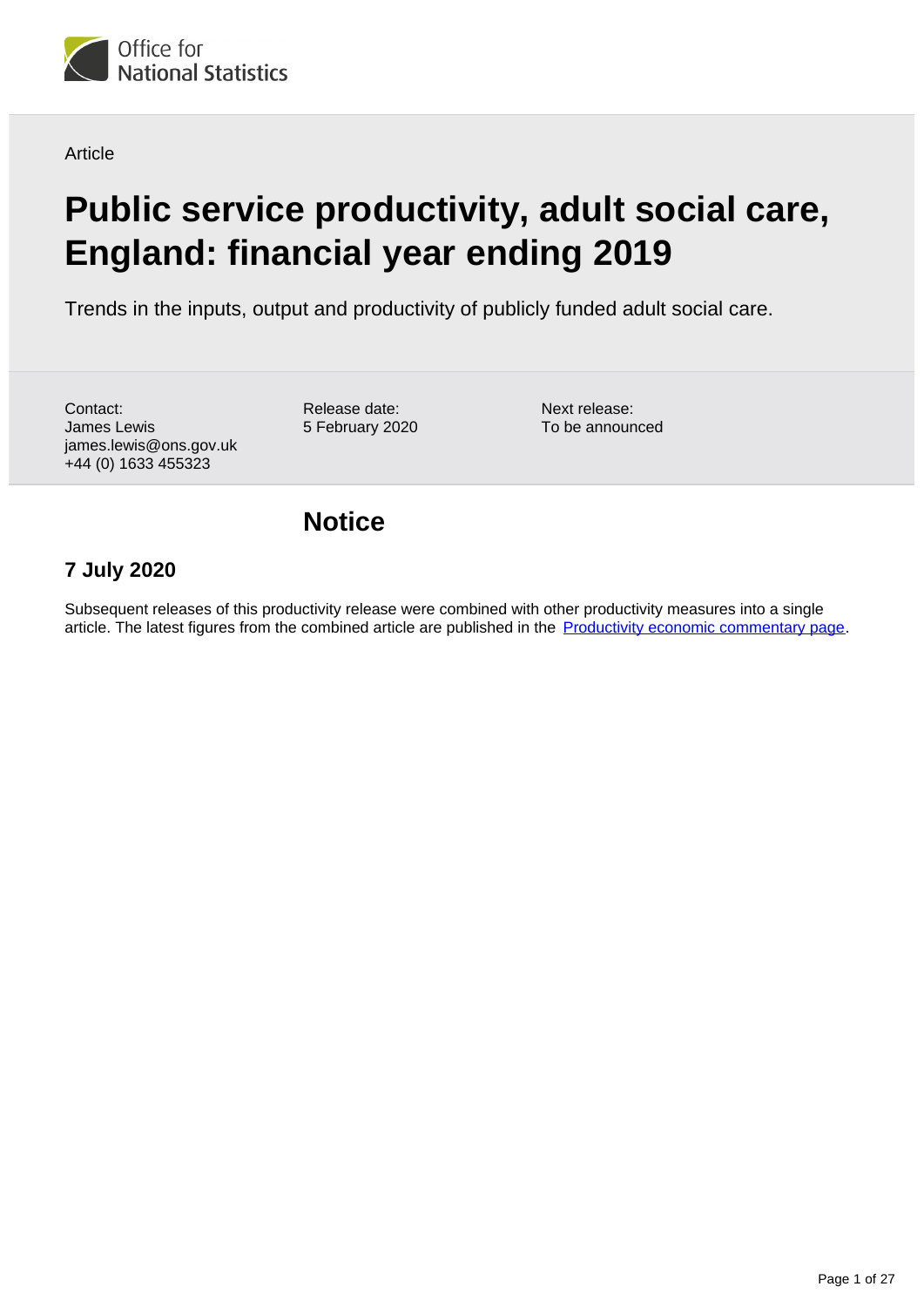Article

# Public service productivity, adult social care, England: financial year ending 2019

Trends in the inputs, output and productivity of publicly funded adult social care.

Contact:
James Lewis
james.lewis@ons.gov.uk
+44 (0) 1633 455323

Release date:
5 February 2020

Next release:
To be announced

## Notice

### 7 July 2020

Subsequent releases of this productivity release were combined with other productivity measures into a single article. The latest figures from the combined article are published in the Productivity economic commentary page.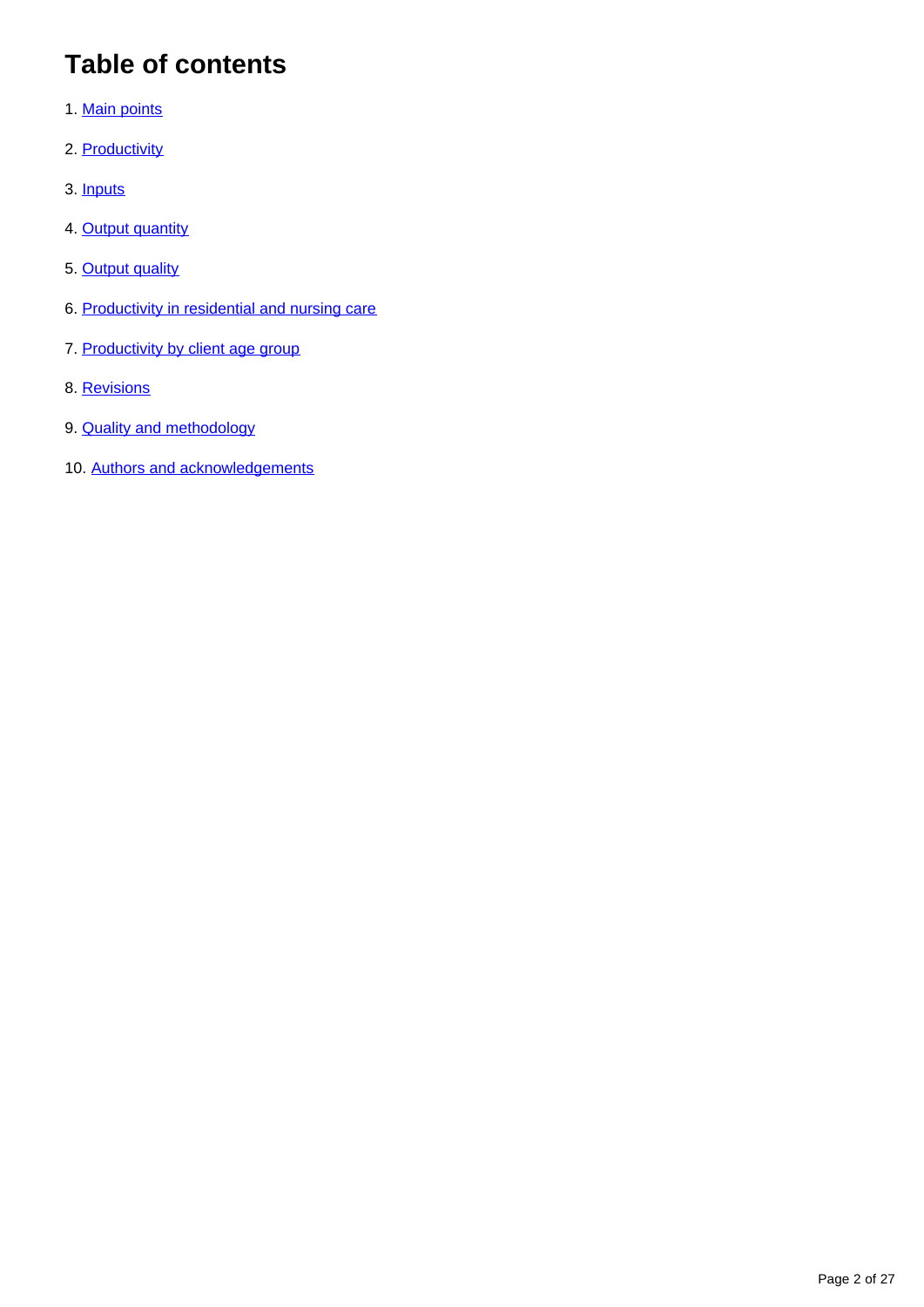# Table of contents

1. Main points
2. Productivity
3. Inputs
4. Output quantity
5. Output quality
6. Productivity in residential and nursing care
7. Productivity by client age group
8. Revisions
9. Quality and methodology
10. Authors and acknowledgements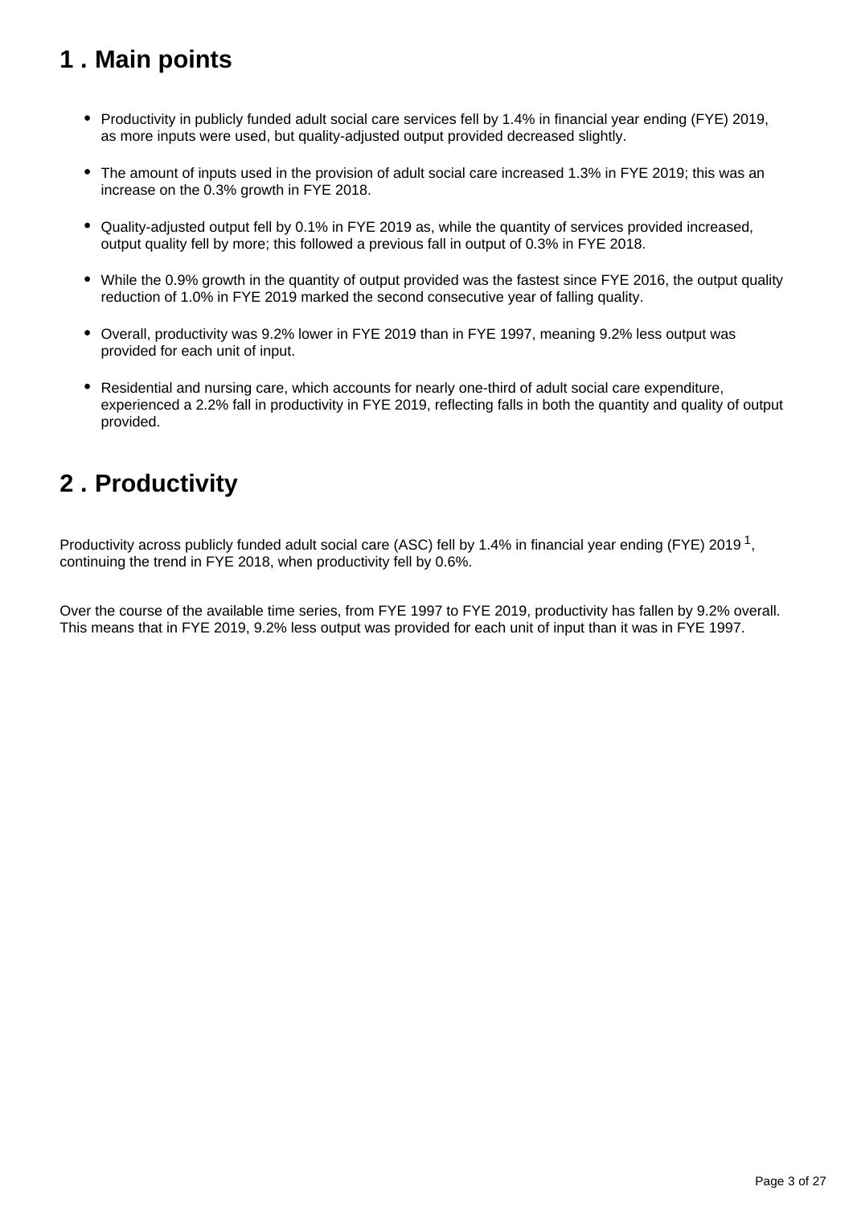## 1 . Main points

- Productivity in publicly funded adult social care services fell by 1.4% in financial year ending (FYE) 2019, as more inputs were used, but quality-adjusted output provided decreased slightly.
- The amount of inputs used in the provision of adult social care increased 1.3% in FYE 2019; this was an increase on the 0.3% growth in FYE 2018.
- Quality-adjusted output fell by 0.1% in FYE 2019 as, while the quantity of services provided increased, output quality fell by more; this followed a previous fall in output of 0.3% in FYE 2018.
- While the 0.9% growth in the quantity of output provided was the fastest since FYE 2016, the output quality reduction of 1.0% in FYE 2019 marked the second consecutive year of falling quality.
- Overall, productivity was 9.2% lower in FYE 2019 than in FYE 1997, meaning 9.2% less output was provided for each unit of input.
- Residential and nursing care, which accounts for nearly one-third of adult social care expenditure, experienced a 2.2% fall in productivity in FYE 2019, reflecting falls in both the quantity and quality of output provided.

## 2 . Productivity

Productivity across publicly funded adult social care (ASC) fell by 1.4% in financial year ending (FYE) 2019 [1], continuing the trend in FYE 2018, when productivity fell by 0.6%.

Over the course of the available time series, from FYE 1997 to FYE 2019, productivity has fallen by 9.2% overall. This means that in FYE 2019, 9.2% less output was provided for each unit of input than it was in FYE 1997.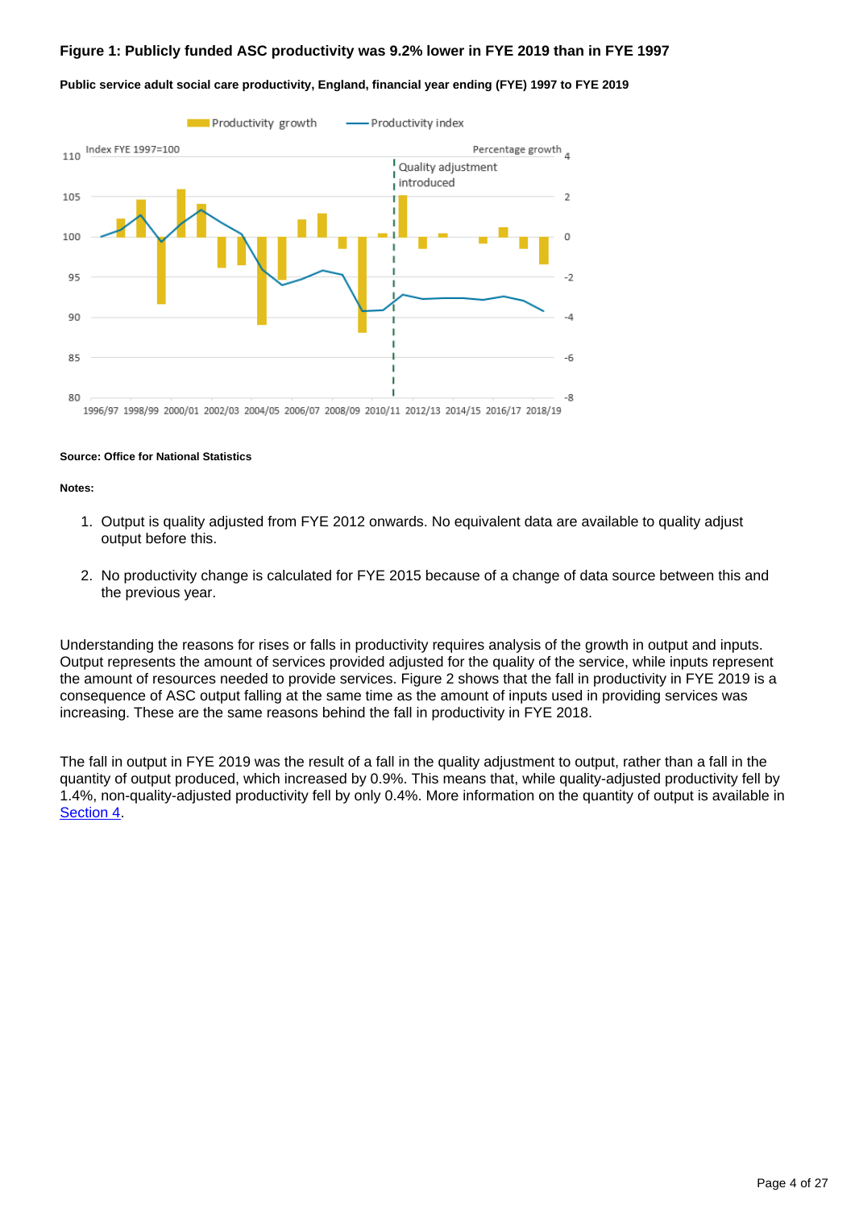### Figure 1: Publicly funded ASC productivity was 9.2% lower in FYE 2019 than in FYE 1997

**Public service adult social care productivity, England, financial year ending (FYE) 1997 to FYE 2019**

**Source: Office for National Statistics**

**Notes:**

1. Output is quality adjusted from FYE 2012 onwards. No equivalent data are available to quality adjust output before this.
2. No productivity change is calculated for FYE 2015 because of a change of data source between this and the previous year.

Understanding the reasons for rises or falls in productivity requires analysis of the growth in output and inputs. Output represents the amount of services provided adjusted for the quality of the service, while inputs represent the amount of resources needed to provide services. Figure 2 shows that the fall in productivity in FYE 2019 is a consequence of ASC output falling at the same time as the amount of inputs used in providing services was increasing. These are the same reasons behind the fall in productivity in FYE 2018.

The fall in output in FYE 2019 was the result of a fall in the quality adjustment to output, rather than a fall in the quantity of output produced, which increased by 0.9%. This means that, while quality-adjusted productivity fell by 1.4%, non-quality-adjusted productivity fell by only 0.4%. More information on the quantity of output is available in Section 4.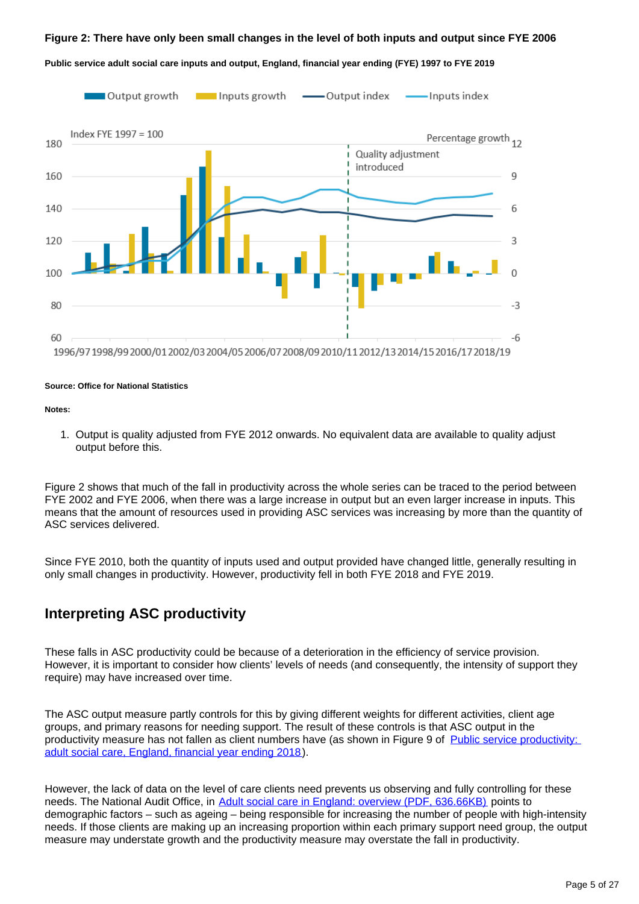**Figure 2: There have only been small changes in the level of both inputs and output since FYE 2006**

**Public service adult social care inputs and output, England, financial year ending (FYE) 1997 to FYE 2019**

**Source: Office for National Statistics**

**Notes:**

1. Output is quality adjusted from FYE 2012 onwards. No equivalent data are available to quality adjust output before this.

Figure 2 shows that much of the fall in productivity across the whole series can be traced to the period between FYE 2002 and FYE 2006, when there was a large increase in output but an even larger increase in inputs. This means that the amount of resources used in providing ASC services was increasing by more than the quantity of ASC services delivered.

Since FYE 2010, both the quantity of inputs used and output provided have changed little, generally resulting in only small changes in productivity. However, productivity fell in both FYE 2018 and FYE 2019.

## Interpreting ASC productivity

These falls in ASC productivity could be because of a deterioration in the efficiency of service provision. However, it is important to consider how clients' levels of needs (and consequently, the intensity of support they require) may have increased over time.

The ASC output measure partly controls for this by giving different weights for different activities, client age groups, and primary reasons for needing support. The result of these controls is that ASC output in the productivity measure has not fallen as client numbers have (as shown in Figure 9 of Public service productivity: adult social care, England, financial year ending 2018).

However, the lack of data on the level of care clients need prevents us observing and fully controlling for these needs. The National Audit Office, in Adult social care in England: overview (PDF, 636.66KB) points to demographic factors – such as ageing – being responsible for increasing the number of people with high-intensity needs. If those clients are making up an increasing proportion within each primary support need group, the output measure may understate growth and the productivity measure may overstate the fall in productivity.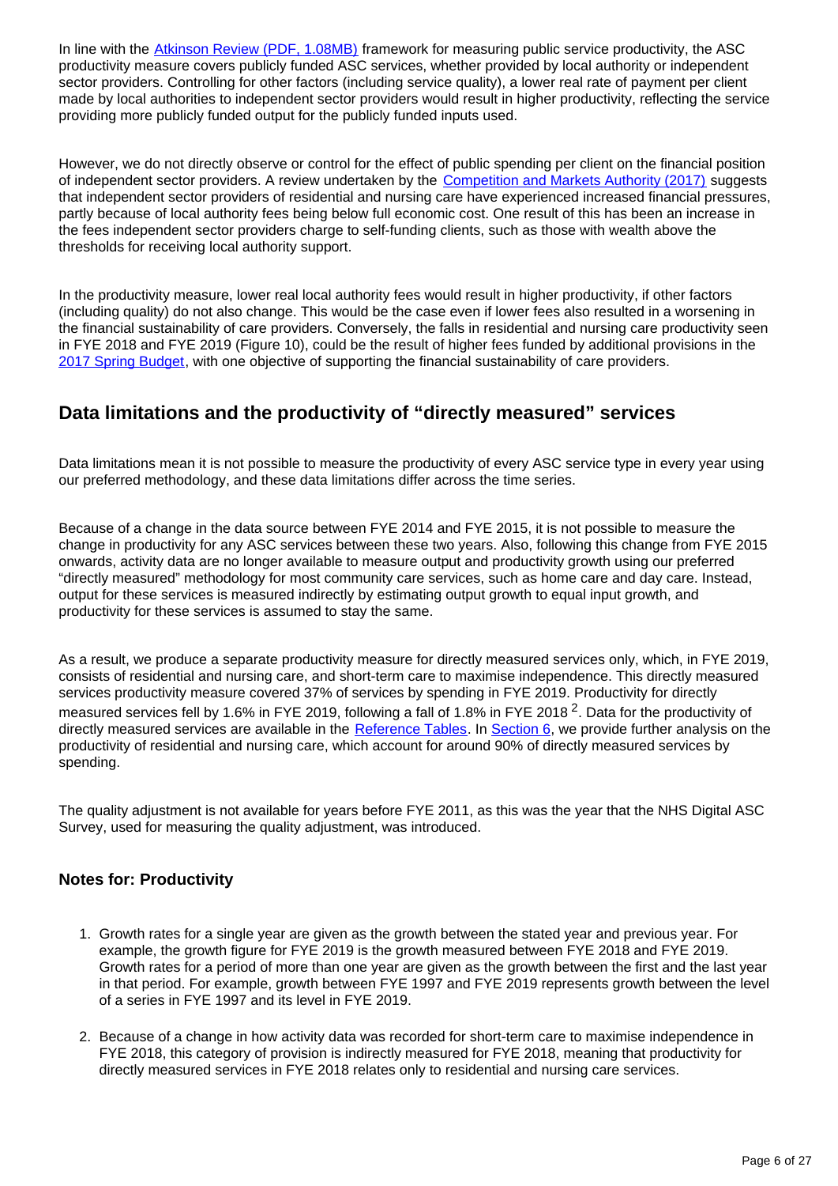In line with the Atkinson Review (PDF, 1.08MB) framework for measuring public service productivity, the ASC productivity measure covers publicly funded ASC services, whether provided by local authority or independent sector providers. Controlling for other factors (including service quality), a lower real rate of payment per client made by local authorities to independent sector providers would result in higher productivity, reflecting the service providing more publicly funded output for the publicly funded inputs used.

However, we do not directly observe or control for the effect of public spending per client on the financial position of independent sector providers. A review undertaken by the Competition and Markets Authority (2017) suggests that independent sector providers of residential and nursing care have experienced increased financial pressures, partly because of local authority fees being below full economic cost. One result of this has been an increase in the fees independent sector providers charge to self-funding clients, such as those with wealth above the thresholds for receiving local authority support.

In the productivity measure, lower real local authority fees would result in higher productivity, if other factors (including quality) do not also change. This would be the case even if lower fees also resulted in a worsening in the financial sustainability of care providers. Conversely, the falls in residential and nursing care productivity seen in FYE 2018 and FYE 2019 (Figure 10), could be the result of higher fees funded by additional provisions in the 2017 Spring Budget, with one objective of supporting the financial sustainability of care providers.

## Data limitations and the productivity of "directly measured" services

Data limitations mean it is not possible to measure the productivity of every ASC service type in every year using our preferred methodology, and these data limitations differ across the time series.

Because of a change in the data source between FYE 2014 and FYE 2015, it is not possible to measure the change in productivity for any ASC services between these two years. Also, following this change from FYE 2015 onwards, activity data are no longer available to measure output and productivity growth using our preferred "directly measured" methodology for most community care services, such as home care and day care. Instead, output for these services is measured indirectly by estimating output growth to equal input growth, and productivity for these services is assumed to stay the same.

As a result, we produce a separate productivity measure for directly measured services only, which, in FYE 2019, consists of residential and nursing care, and short-term care to maximise independence. This directly measured services productivity measure covered 37% of services by spending in FYE 2019. Productivity for directly measured services fell by 1.6% in FYE 2019, following a fall of 1.8% in FYE 2018 [2]. Data for the productivity of directly measured services are available in the Reference Tables. In Section 6, we provide further analysis on the productivity of residential and nursing care, which account for around 90% of directly measured services by spending.

The quality adjustment is not available for years before FYE 2011, as this was the year that the NHS Digital ASC Survey, used for measuring the quality adjustment, was introduced.

### Notes for: Productivity

1. Growth rates for a single year are given as the growth between the stated year and previous year. For example, the growth figure for FYE 2019 is the growth measured between FYE 2018 and FYE 2019. Growth rates for a period of more than one year are given as the growth between the first and the last year in that period. For example, growth between FYE 1997 and FYE 2019 represents growth between the level of a series in FYE 1997 and its level in FYE 2019.

2. Because of a change in how activity data was recorded for short-term care to maximise independence in FYE 2018, this category of provision is indirectly measured for FYE 2018, meaning that productivity for directly measured services in FYE 2018 relates only to residential and nursing care services.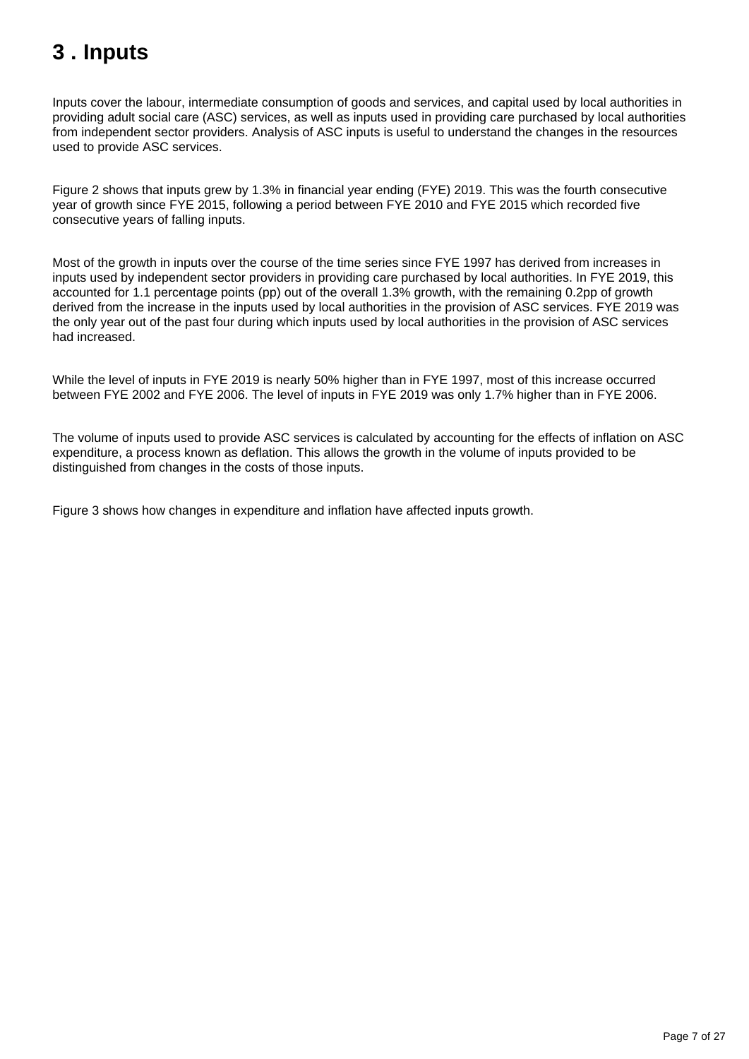# 3 . Inputs

Inputs cover the labour, intermediate consumption of goods and services, and capital used by local authorities in providing adult social care (ASC) services, as well as inputs used in providing care purchased by local authorities from independent sector providers. Analysis of ASC inputs is useful to understand the changes in the resources used to provide ASC services.

Figure 2 shows that inputs grew by 1.3% in financial year ending (FYE) 2019. This was the fourth consecutive year of growth since FYE 2015, following a period between FYE 2010 and FYE 2015 which recorded five consecutive years of falling inputs.

Most of the growth in inputs over the course of the time series since FYE 1997 has derived from increases in inputs used by independent sector providers in providing care purchased by local authorities. In FYE 2019, this accounted for 1.1 percentage points (pp) out of the overall 1.3% growth, with the remaining 0.2pp of growth derived from the increase in the inputs used by local authorities in the provision of ASC services. FYE 2019 was the only year out of the past four during which inputs used by local authorities in the provision of ASC services had increased.

While the level of inputs in FYE 2019 is nearly 50% higher than in FYE 1997, most of this increase occurred between FYE 2002 and FYE 2006. The level of inputs in FYE 2019 was only 1.7% higher than in FYE 2006.

The volume of inputs used to provide ASC services is calculated by accounting for the effects of inflation on ASC expenditure, a process known as deflation. This allows the growth in the volume of inputs provided to be distinguished from changes in the costs of those inputs.

Figure 3 shows how changes in expenditure and inflation have affected inputs growth.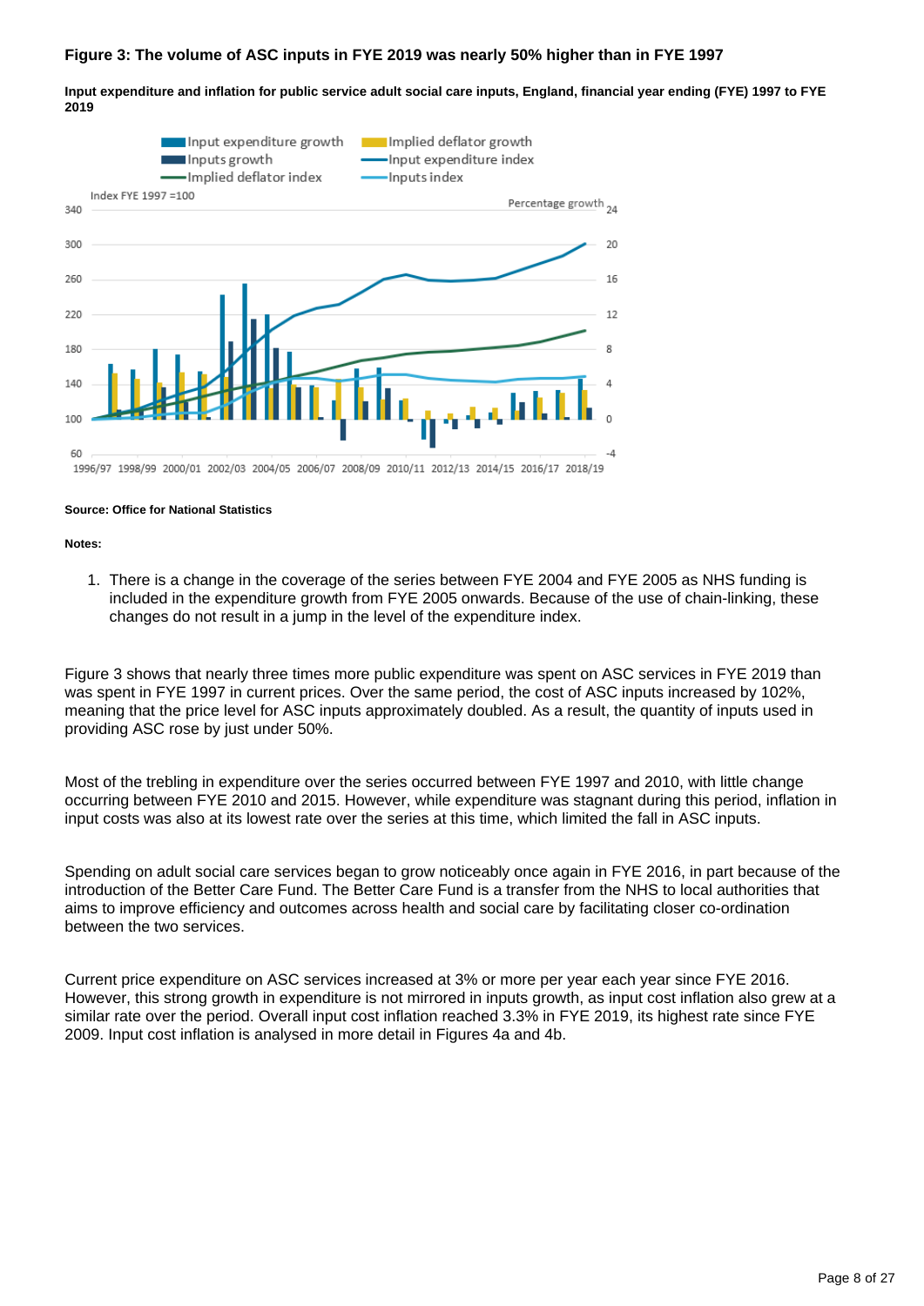**Figure 3: The volume of ASC inputs in FYE 2019 was nearly 50% higher than in FYE 1997**

**Input expenditure and inflation for public service adult social care inputs, England, financial year ending (FYE) 1997 to FYE 2019**

**Source: Office for National Statistics**

**Notes:**

1. There is a change in the coverage of the series between FYE 2004 and FYE 2005 as NHS funding is included in the expenditure growth from FYE 2005 onwards. Because of the use of chain-linking, these changes do not result in a jump in the level of the expenditure index.

Figure 3 shows that nearly three times more public expenditure was spent on ASC services in FYE 2019 than was spent in FYE 1997 in current prices. Over the same period, the cost of ASC inputs increased by 102%, meaning that the price level for ASC inputs approximately doubled. As a result, the quantity of inputs used in providing ASC rose by just under 50%.

Most of the trebling in expenditure over the series occurred between FYE 1997 and 2010, with little change occurring between FYE 2010 and 2015. However, while expenditure was stagnant during this period, inflation in input costs was also at its lowest rate over the series at this time, which limited the fall in ASC inputs.

Spending on adult social care services began to grow noticeably once again in FYE 2016, in part because of the introduction of the Better Care Fund. The Better Care Fund is a transfer from the NHS to local authorities that aims to improve efficiency and outcomes across health and social care by facilitating closer co-ordination between the two services.

Current price expenditure on ASC services increased at 3% or more per year each year since FYE 2016. However, this strong growth in expenditure is not mirrored in inputs growth, as input cost inflation also grew at a similar rate over the period. Overall input cost inflation reached 3.3% in FYE 2019, its highest rate since FYE 2009. Input cost inflation is analysed in more detail in Figures 4a and 4b.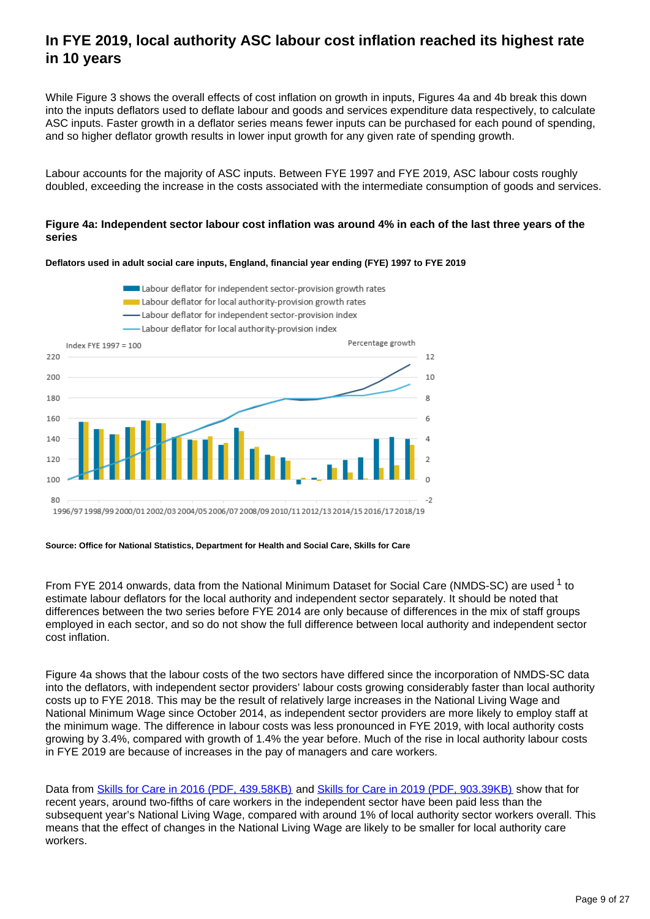## In FYE 2019, local authority ASC labour cost inflation reached its highest rate in 10 years

While Figure 3 shows the overall effects of cost inflation on growth in inputs, Figures 4a and 4b break this down into the inputs deflators used to deflate labour and goods and services expenditure data respectively, to calculate ASC inputs. Faster growth in a deflator series means fewer inputs can be purchased for each pound of spending, and so higher deflator growth results in lower input growth for any given rate of spending growth.

Labour accounts for the majority of ASC inputs. Between FYE 1997 and FYE 2019, ASC labour costs roughly doubled, exceeding the increase in the costs associated with the intermediate consumption of goods and services.

**Figure 4a: Independent sector labour cost inflation was around 4% in each of the last three years of the series**

**Deflators used in adult social care inputs, England, financial year ending (FYE) 1997 to FYE 2019**

**Source: Office for National Statistics, Department for Health and Social Care, Skills for Care**

From FYE 2014 onwards, data from the National Minimum Dataset for Social Care (NMDS-SC) are used [1] to estimate labour deflators for the local authority and independent sector separately. It should be noted that differences between the two series before FYE 2014 are only because of differences in the mix of staff groups employed in each sector, and so do not show the full difference between local authority and independent sector cost inflation.

Figure 4a shows that the labour costs of the two sectors have differed since the incorporation of NMDS-SC data into the deflators, with independent sector providers' labour costs growing considerably faster than local authority costs up to FYE 2018. This may be the result of relatively large increases in the National Living Wage and National Minimum Wage since October 2014, as independent sector providers are more likely to employ staff at the minimum wage. The difference in labour costs was less pronounced in FYE 2019, with local authority costs growing by 3.4%, compared with growth of 1.4% the year before. Much of the rise in local authority labour costs in FYE 2019 are because of increases in the pay of managers and care workers.

Data from Skills for Care in 2016 (PDF, 439.58KB) and Skills for Care in 2019 (PDF, 903.39KB) show that for recent years, around two-fifths of care workers in the independent sector have been paid less than the subsequent year's National Living Wage, compared with around 1% of local authority sector workers overall. This means that the effect of changes in the National Living Wage are likely to be smaller for local authority care workers.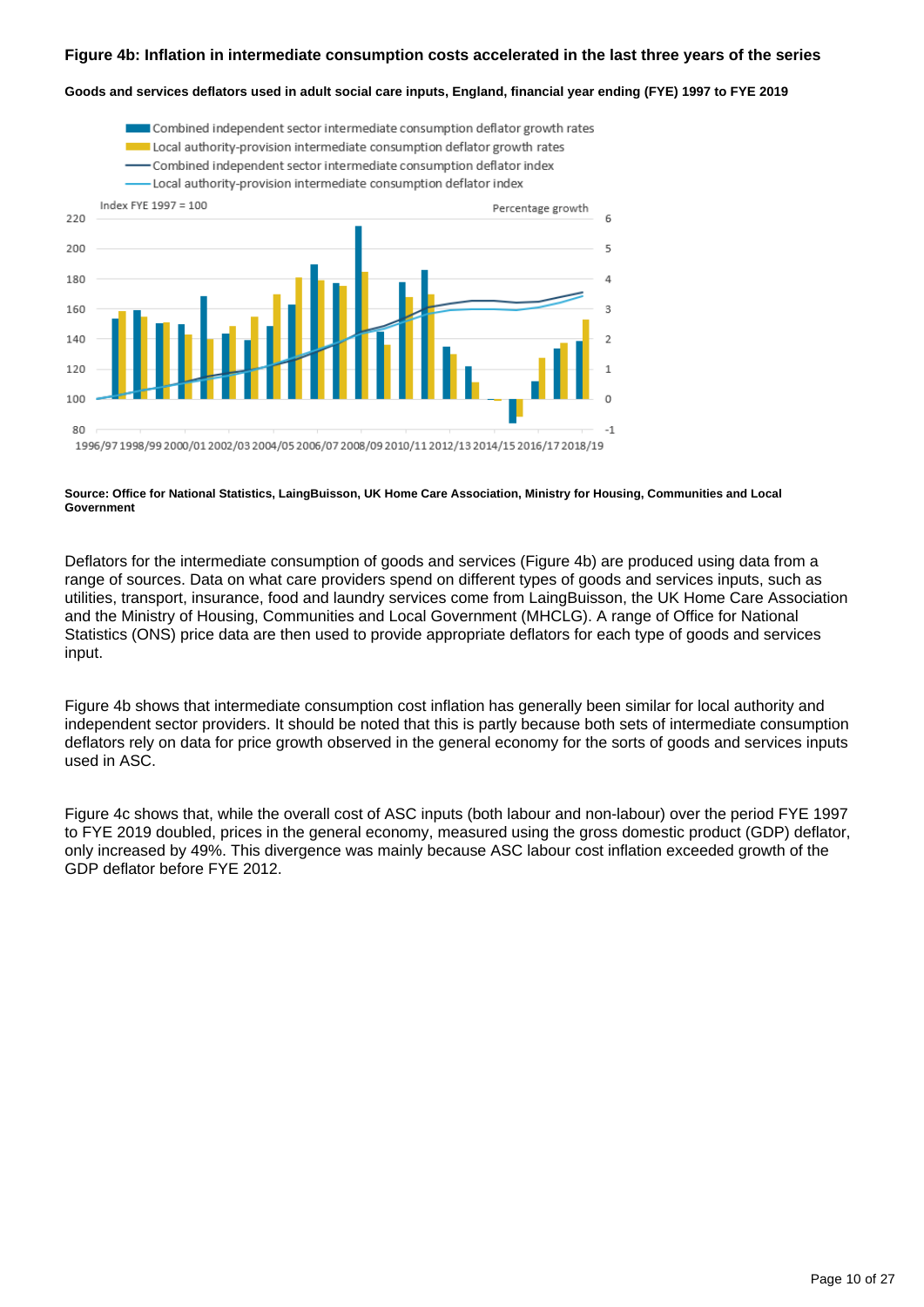**Figure 4b: Inflation in intermediate consumption costs accelerated in the last three years of the series**

**Goods and services deflators used in adult social care inputs, England, financial year ending (FYE) 1997 to FYE 2019**

**Source: Office for National Statistics, LaingBuisson, UK Home Care Association, Ministry for Housing, Communities and Local Government**

Deflators for the intermediate consumption of goods and services (Figure 4b) are produced using data from a range of sources. Data on what care providers spend on different types of goods and services inputs, such as utilities, transport, insurance, food and laundry services come from LaingBuisson, the UK Home Care Association and the Ministry of Housing, Communities and Local Government (MHCLG). A range of Office for National Statistics (ONS) price data are then used to provide appropriate deflators for each type of goods and services input.

Figure 4b shows that intermediate consumption cost inflation has generally been similar for local authority and independent sector providers. It should be noted that this is partly because both sets of intermediate consumption deflators rely on data for price growth observed in the general economy for the sorts of goods and services inputs used in ASC.

Figure 4c shows that, while the overall cost of ASC inputs (both labour and non-labour) over the period FYE 1997 to FYE 2019 doubled, prices in the general economy, measured using the gross domestic product (GDP) deflator, only increased by 49%. This divergence was mainly because ASC labour cost inflation exceeded growth of the GDP deflator before FYE 2012.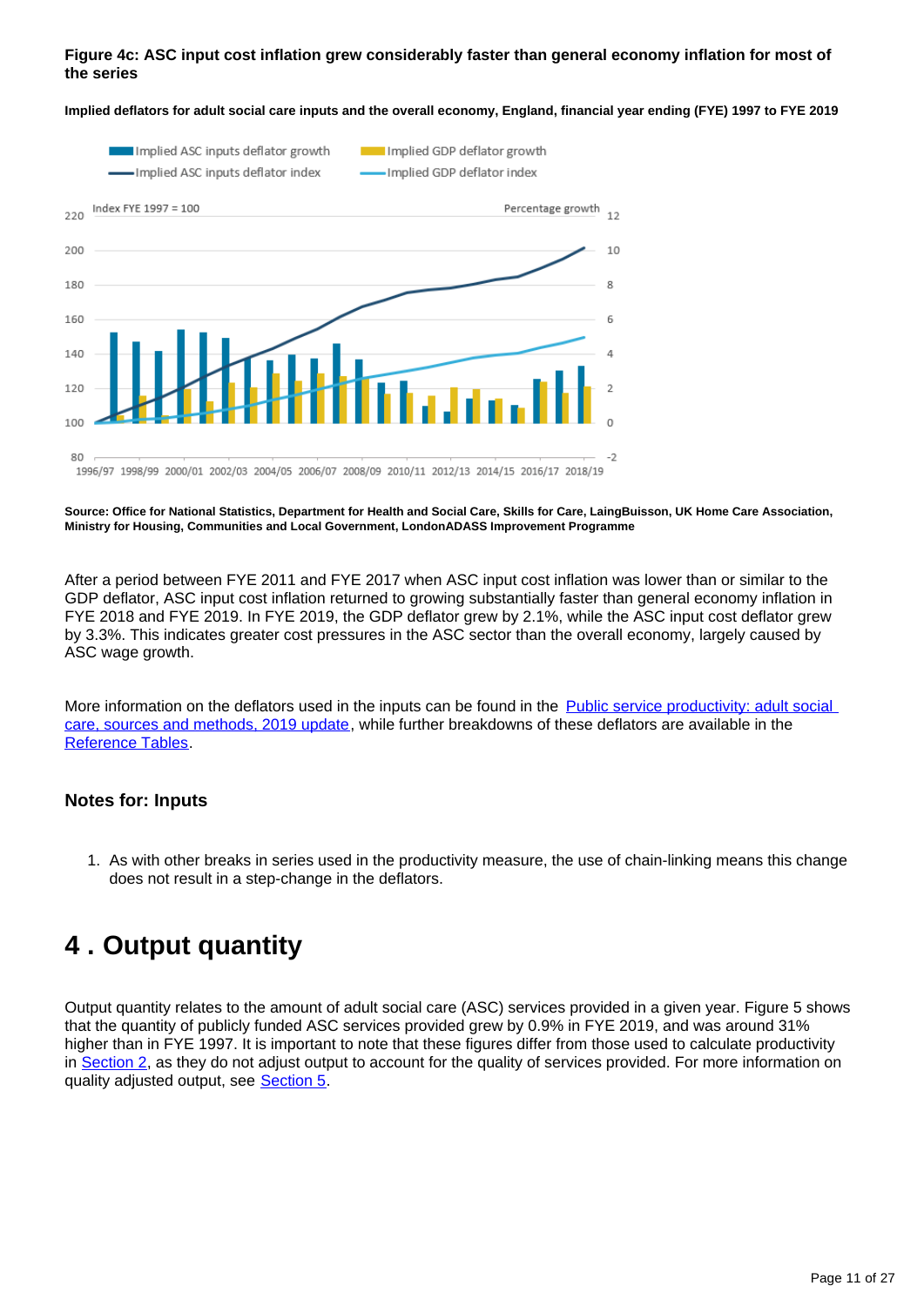**Figure 4c: ASC input cost inflation grew considerably faster than general economy inflation for most of the series**

**Implied deflators for adult social care inputs and the overall economy, England, financial year ending (FYE) 1997 to FYE 2019**

**Source: Office for National Statistics, Department for Health and Social Care, Skills for Care, LaingBuisson, UK Home Care Association, Ministry for Housing, Communities and Local Government, LondonADASS Improvement Programme**

After a period between FYE 2011 and FYE 2017 when ASC input cost inflation was lower than or similar to the GDP deflator, ASC input cost inflation returned to growing substantially faster than general economy inflation in FYE 2018 and FYE 2019. In FYE 2019, the GDP deflator grew by 2.1%, while the ASC input cost deflator grew by 3.3%. This indicates greater cost pressures in the ASC sector than the overall economy, largely caused by ASC wage growth.

More information on the deflators used in the inputs can be found in the Public service productivity: adult social care, sources and methods, 2019 update, while further breakdowns of these deflators are available in the Reference Tables.

### Notes for: Inputs

1. As with other breaks in series used in the productivity measure, the use of chain-linking means this change does not result in a step-change in the deflators.

## 4 . Output quantity

Output quantity relates to the amount of adult social care (ASC) services provided in a given year. Figure 5 shows that the quantity of publicly funded ASC services provided grew by 0.9% in FYE 2019, and was around 31% higher than in FYE 1997. It is important to note that these figures differ from those used to calculate productivity in Section 2, as they do not adjust output to account for the quality of services provided. For more information on quality adjusted output, see Section 5.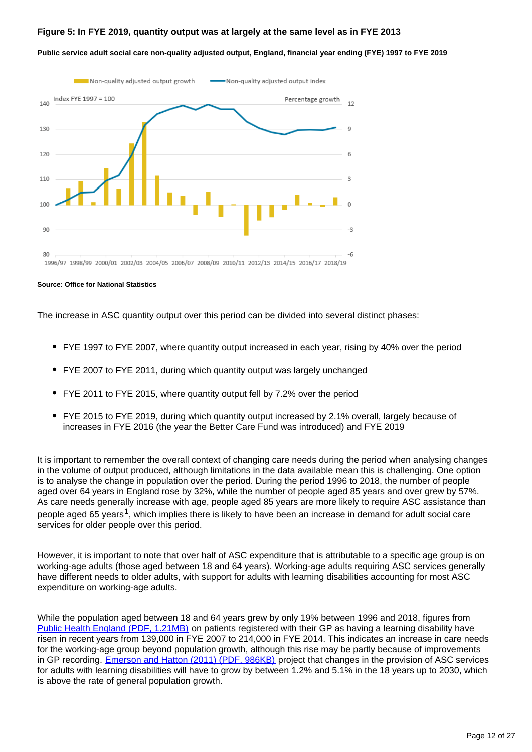**Figure 5: In FYE 2019, quantity output was at largely at the same level as in FYE 2013**

**Public service adult social care non-quality adjusted output, England, financial year ending (FYE) 1997 to FYE 2019**

**Source: Office for National Statistics**

The increase in ASC quantity output over this period can be divided into several distinct phases:

- FYE 1997 to FYE 2007, where quantity output increased in each year, rising by 40% over the period
- FYE 2007 to FYE 2011, during which quantity output was largely unchanged
- FYE 2011 to FYE 2015, where quantity output fell by 7.2% over the period
- FYE 2015 to FYE 2019, during which quantity output increased by 2.1% overall, largely because of increases in FYE 2016 (the year the Better Care Fund was introduced) and FYE 2019

It is important to remember the overall context of changing care needs during the period when analysing changes in the volume of output produced, although limitations in the data available mean this is challenging. One option is to analyse the change in population over the period. During the period 1996 to 2018, the number of people aged over 64 years in England rose by 32%, while the number of people aged 85 years and over grew by 57%. As care needs generally increase with age, people aged 85 years are more likely to require ASC assistance than people aged 65 years[1], which implies there is likely to have been an increase in demand for adult social care services for older people over this period.

However, it is important to note that over half of ASC expenditure that is attributable to a specific age group is on working-age adults (those aged between 18 and 64 years). Working-age adults requiring ASC services generally have different needs to older adults, with support for adults with learning disabilities accounting for most ASC expenditure on working-age adults.

While the population aged between 18 and 64 years grew by only 19% between 1996 and 2018, figures from Public Health England (PDF, 1.21MB) on patients registered with their GP as having a learning disability have risen in recent years from 139,000 in FYE 2007 to 214,000 in FYE 2014. This indicates an increase in care needs for the working-age group beyond population growth, although this rise may be partly because of improvements in GP recording. Emerson and Hatton (2011) (PDF, 986KB) project that changes in the provision of ASC services for adults with learning disabilities will have to grow by between 1.2% and 5.1% in the 18 years up to 2030, which is above the rate of general population growth.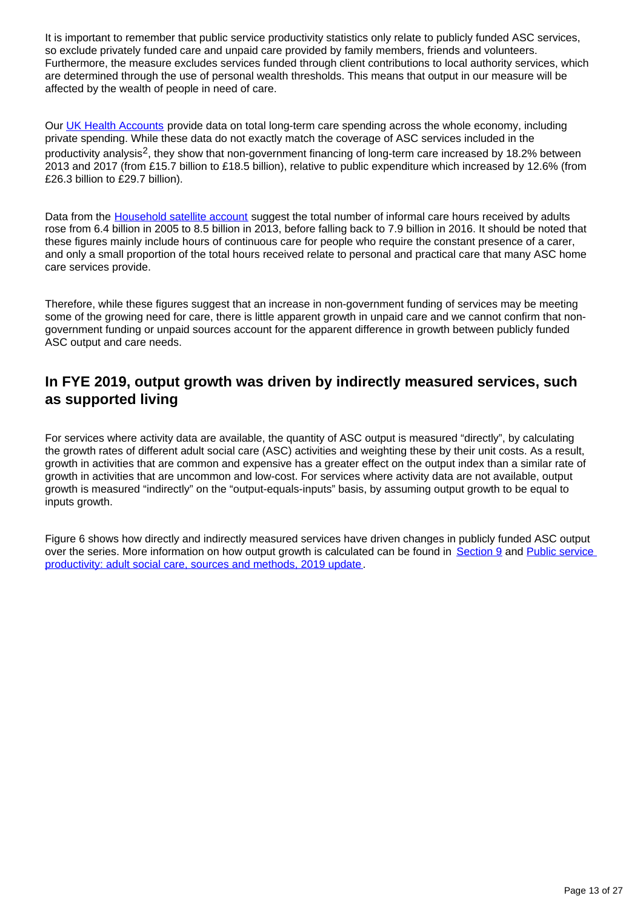It is important to remember that public service productivity statistics only relate to publicly funded ASC services, so exclude privately funded care and unpaid care provided by family members, friends and volunteers. Furthermore, the measure excludes services funded through client contributions to local authority services, which are determined through the use of personal wealth thresholds. This means that output in our measure will be affected by the wealth of people in need of care.

Our [UK Health Accounts](#) provide data on total long-term care spending across the whole economy, including private spending. While these data do not exactly match the coverage of ASC services included in the productivity analysis[2], they show that non-government financing of long-term care increased by 18.2% between 2013 and 2017 (from £15.7 billion to £18.5 billion), relative to public expenditure which increased by 12.6% (from £26.3 billion to £29.7 billion).

Data from the [Household satellite account](#) suggest the total number of informal care hours received by adults rose from 6.4 billion in 2005 to 8.5 billion in 2013, before falling back to 7.9 billion in 2016. It should be noted that these figures mainly include hours of continuous care for people who require the constant presence of a carer, and only a small proportion of the total hours received relate to personal and practical care that many ASC home care services provide.

Therefore, while these figures suggest that an increase in non-government funding of services may be meeting some of the growing need for care, there is little apparent growth in unpaid care and we cannot confirm that non-government funding or unpaid sources account for the apparent difference in growth between publicly funded ASC output and care needs.

## In FYE 2019, output growth was driven by indirectly measured services, such as supported living

For services where activity data are available, the quantity of ASC output is measured "directly", by calculating the growth rates of different adult social care (ASC) activities and weighting these by their unit costs. As a result, growth in activities that are common and expensive has a greater effect on the output index than a similar rate of growth in activities that are uncommon and low-cost. For services where activity data are not available, output growth is measured "indirectly" on the "output-equals-inputs" basis, by assuming output growth to be equal to inputs growth.

Figure 6 shows how directly and indirectly measured services have driven changes in publicly funded ASC output over the series. More information on how output growth is calculated can be found in [Section 9](#) and [Public service productivity: adult social care, sources and methods, 2019 update](#).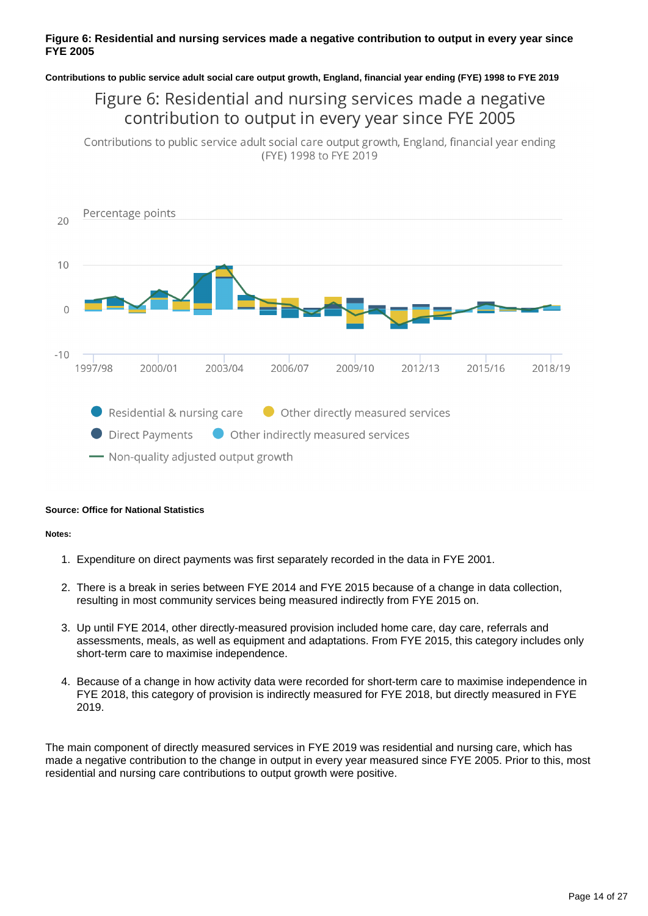**Figure 6: Residential and nursing services made a negative contribution to output in every year since FYE 2005**

**Contributions to public service adult social care output growth, England, financial year ending (FYE) 1998 to FYE 2019**

**Source: Office for National Statistics**

**Notes:**

1. Expenditure on direct payments was first separately recorded in the data in FYE 2001.
2. There is a break in series between FYE 2014 and FYE 2015 because of a change in data collection, resulting in most community services being measured indirectly from FYE 2015 on.
3. Up until FYE 2014, other directly-measured provision included home care, day care, referrals and assessments, meals, as well as equipment and adaptations. From FYE 2015, this category includes only short-term care to maximise independence.
4. Because of a change in how activity data were recorded for short-term care to maximise independence in FYE 2018, this category of provision is indirectly measured for FYE 2018, but directly measured in FYE 2019.

The main component of directly measured services in FYE 2019 was residential and nursing care, which has made a negative contribution to the change in output in every year measured since FYE 2005. Prior to this, most residential and nursing care contributions to output growth were positive.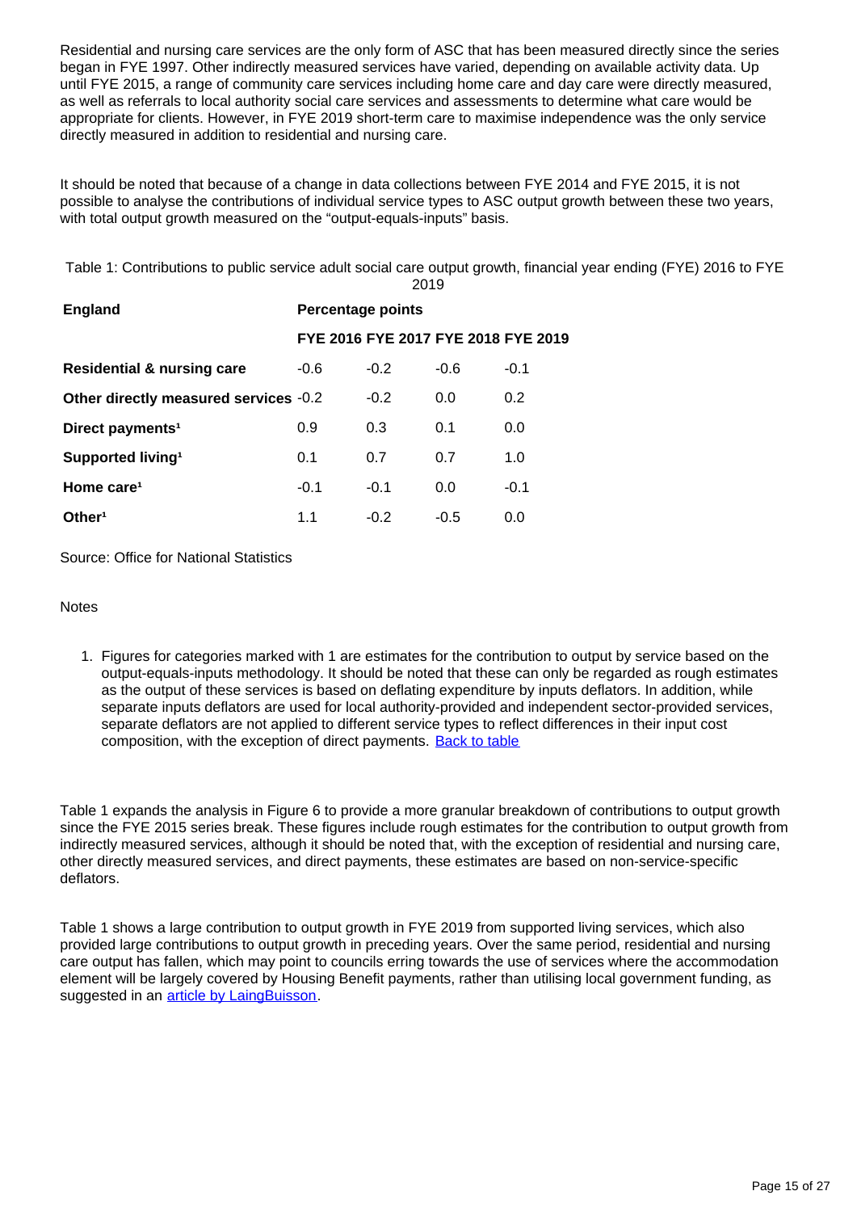Residential and nursing care services are the only form of ASC that has been measured directly since the series began in FYE 1997. Other indirectly measured services have varied, depending on available activity data. Up until FYE 2015, a range of community care services including home care and day care were directly measured, as well as referrals to local authority social care services and assessments to determine what care would be appropriate for clients. However, in FYE 2019 short-term care to maximise independence was the only service directly measured in addition to residential and nursing care.

It should be noted that because of a change in data collections between FYE 2014 and FYE 2015, it is not possible to analyse the contributions of individual service types to ASC output growth between these two years, with total output growth measured on the "output-equals-inputs" basis.

Table 1: Contributions to public service adult social care output growth, financial year ending (FYE) 2016 to FYE 2019

| **England** | **Percentage points** | | | |
|---|---|---|---|---|
| | **FYE 2016** | **FYE 2017** | **FYE 2018** | **FYE 2019** |
| **Residential & nursing care** | -0.6 | -0.2 | -0.6 | -0.1 |
| **Other directly measured services** | -0.2 | -0.2 | 0.0 | 0.2 |
| **Direct payments[1]** | 0.9 | 0.3 | 0.1 | 0.0 |
| **Supported living[1]** | 0.1 | 0.7 | 0.7 | 1.0 |
| **Home care[1]** | -0.1 | -0.1 | 0.0 | -0.1 |
| **Other[1]** | 1.1 | -0.2 | -0.5 | 0.0 |

Source: Office for National Statistics

Notes

1. Figures for categories marked with 1 are estimates for the contribution to output by service based on the output-equals-inputs methodology. It should be noted that these can only be regarded as rough estimates as the output of these services is based on deflating expenditure by inputs deflators. In addition, while separate inputs deflators are used for local authority-provided and independent sector-provided services, separate deflators are not applied to different service types to reflect differences in their input cost composition, with the exception of direct payments. [Back to table]

Table 1 expands the analysis in Figure 6 to provide a more granular breakdown of contributions to output growth since the FYE 2015 series break. These figures include rough estimates for the contribution to output growth from indirectly measured services, although it should be noted that, with the exception of residential and nursing care, other directly measured services, and direct payments, these estimates are based on non-service-specific deflators.

Table 1 shows a large contribution to output growth in FYE 2019 from supported living services, which also provided large contributions to output growth in preceding years. Over the same period, residential and nursing care output has fallen, which may point to councils erring towards the use of services where the accommodation element will be largely covered by Housing Benefit payments, rather than utilising local government funding, as suggested in an [article by LaingBuisson].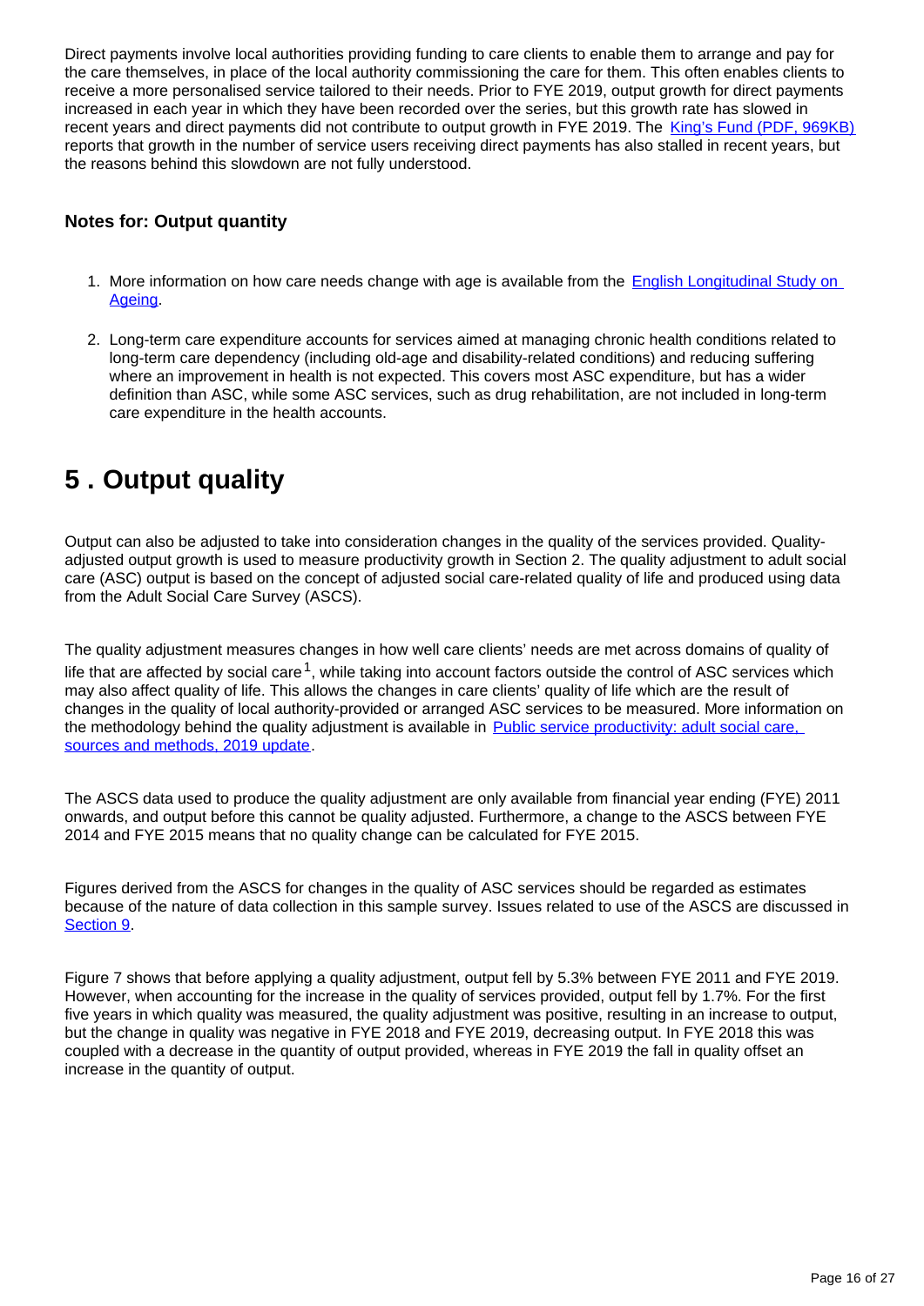Direct payments involve local authorities providing funding to care clients to enable them to arrange and pay for the care themselves, in place of the local authority commissioning the care for them. This often enables clients to receive a more personalised service tailored to their needs. Prior to FYE 2019, output growth for direct payments increased in each year in which they have been recorded over the series, but this growth rate has slowed in recent years and direct payments did not contribute to output growth in FYE 2019. The [King's Fund (PDF, 969KB)](#) reports that growth in the number of service users receiving direct payments has also stalled in recent years, but the reasons behind this slowdown are not fully understood.

### Notes for: Output quantity

1. More information on how care needs change with age is available from the [English Longitudinal Study on Ageing](#).
2. Long-term care expenditure accounts for services aimed at managing chronic health conditions related to long-term care dependency (including old-age and disability-related conditions) and reducing suffering where an improvement in health is not expected. This covers most ASC expenditure, but has a wider definition than ASC, while some ASC services, such as drug rehabilitation, are not included in long-term care expenditure in the health accounts.

# 5 . Output quality

Output can also be adjusted to take into consideration changes in the quality of the services provided. Quality-adjusted output growth is used to measure productivity growth in Section 2. The quality adjustment to adult social care (ASC) output is based on the concept of adjusted social care-related quality of life and produced using data from the Adult Social Care Survey (ASCS).

The quality adjustment measures changes in how well care clients' needs are met across domains of quality of life that are affected by social care[1], while taking into account factors outside the control of ASC services which may also affect quality of life. This allows the changes in care clients' quality of life which are the result of changes in the quality of local authority-provided or arranged ASC services to be measured. More information on the methodology behind the quality adjustment is available in [Public service productivity: adult social care, sources and methods, 2019 update](#).

The ASCS data used to produce the quality adjustment are only available from financial year ending (FYE) 2011 onwards, and output before this cannot be quality adjusted. Furthermore, a change to the ASCS between FYE 2014 and FYE 2015 means that no quality change can be calculated for FYE 2015.

Figures derived from the ASCS for changes in the quality of ASC services should be regarded as estimates because of the nature of data collection in this sample survey. Issues related to use of the ASCS are discussed in [Section 9](#).

Figure 7 shows that before applying a quality adjustment, output fell by 5.3% between FYE 2011 and FYE 2019. However, when accounting for the increase in the quality of services provided, output fell by 1.7%. For the first five years in which quality was measured, the quality adjustment was positive, resulting in an increase to output, but the change in quality was negative in FYE 2018 and FYE 2019, decreasing output. In FYE 2018 this was coupled with a decrease in the quantity of output provided, whereas in FYE 2019 the fall in quality offset an increase in the quantity of output.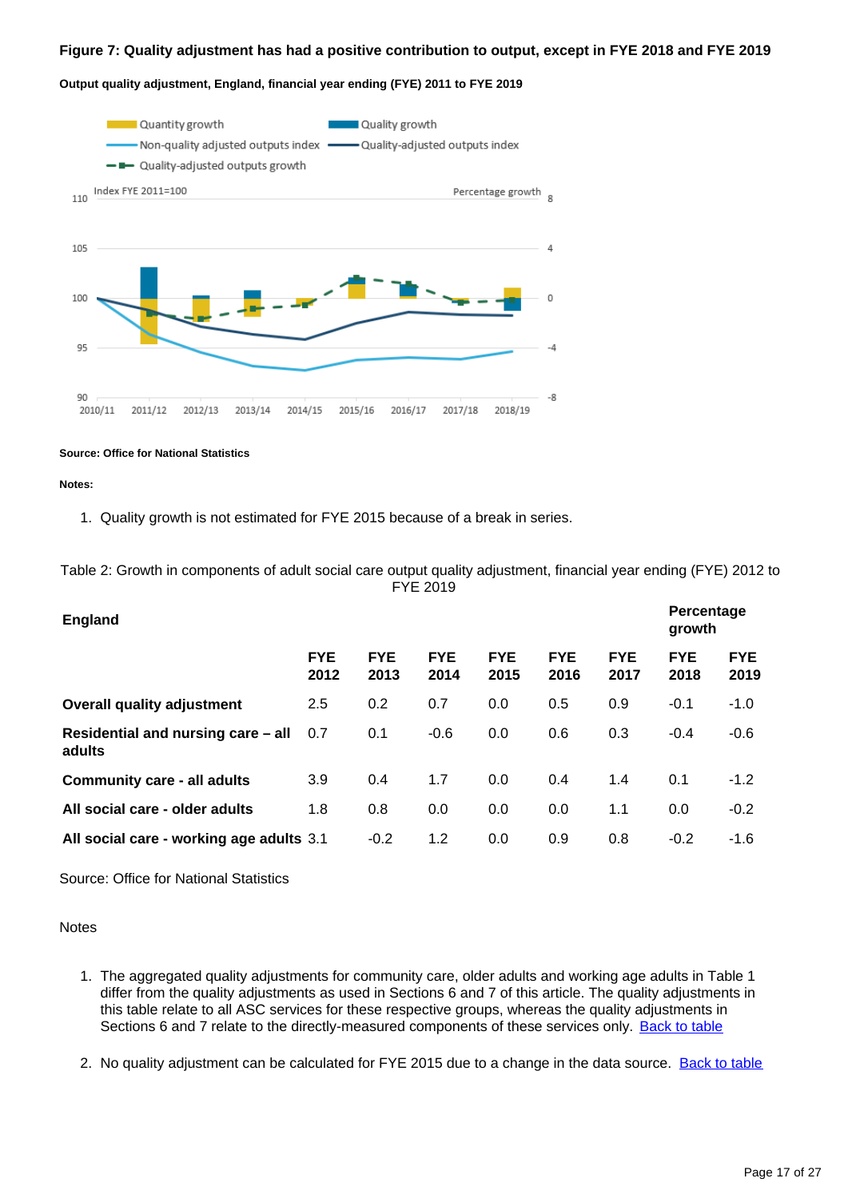**Figure 7: Quality adjustment has had a positive contribution to output, except in FYE 2018 and FYE 2019**

**Output quality adjustment, England, financial year ending (FYE) 2011 to FYE 2019**

**Source: Office for National Statistics**

**Notes:**

1. Quality growth is not estimated for FYE 2015 because of a break in series.

Table 2: Growth in components of adult social care output quality adjustment, financial year ending (FYE) 2012 to FYE 2019

| **England** | | | | | | | **Percentage growth** | |
|---|---|---|---|---|---|---|---|---|
| | **FYE 2012** | **FYE 2013** | **FYE 2014** | **FYE 2015** | **FYE 2016** | **FYE 2017** | **FYE 2018** | **FYE 2019** |
| **Overall quality adjustment** | 2.5 | 0.2 | 0.7 | 0.0 | 0.5 | 0.9 | -0.1 | -1.0 |
| **Residential and nursing care – all adults** | 0.7 | 0.1 | -0.6 | 0.0 | 0.6 | 0.3 | -0.4 | -0.6 |
| **Community care - all adults** | 3.9 | 0.4 | 1.7 | 0.0 | 0.4 | 1.4 | 0.1 | -1.2 |
| **All social care - older adults** | 1.8 | 0.8 | 0.0 | 0.0 | 0.0 | 1.1 | 0.0 | -0.2 |
| **All social care - working age adults** | 3.1 | -0.2 | 1.2 | 0.0 | 0.9 | 0.8 | -0.2 | -1.6 |

Source: Office for National Statistics

Notes

1. The aggregated quality adjustments for community care, older adults and working age adults in Table 1 differ from the quality adjustments as used in Sections 6 and 7 of this article. The quality adjustments in this table relate to all ASC services for these respective groups, whereas the quality adjustments in Sections 6 and 7 relate to the directly-measured components of these services only. Back to table

2. No quality adjustment can be calculated for FYE 2015 due to a change in the data source. Back to table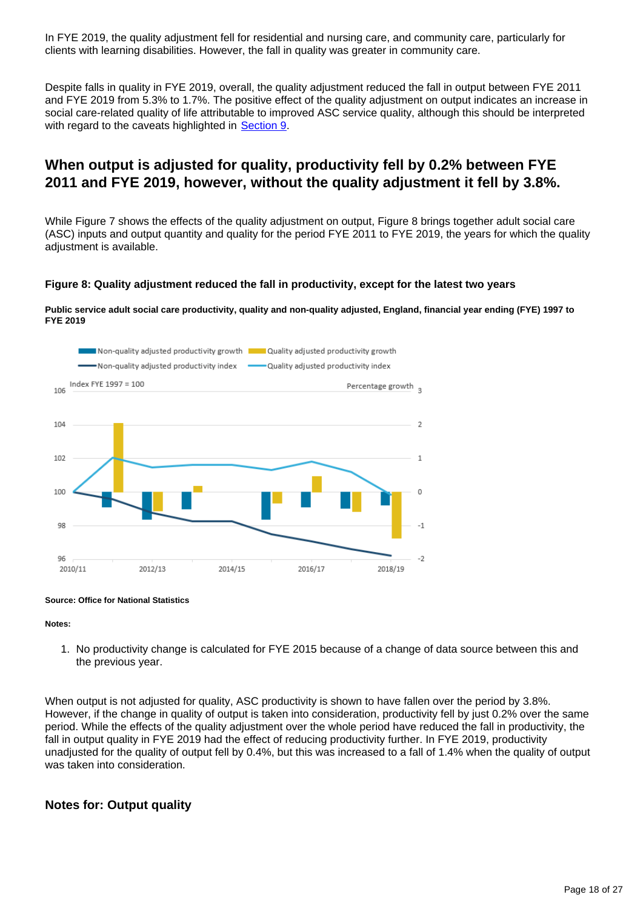In FYE 2019, the quality adjustment fell for residential and nursing care, and community care, particularly for clients with learning disabilities. However, the fall in quality was greater in community care.

Despite falls in quality in FYE 2019, overall, the quality adjustment reduced the fall in output between FYE 2011 and FYE 2019 from 5.3% to 1.7%. The positive effect of the quality adjustment on output indicates an increase in social care-related quality of life attributable to improved ASC service quality, although this should be interpreted with regard to the caveats highlighted in Section 9.

## When output is adjusted for quality, productivity fell by 0.2% between FYE 2011 and FYE 2019, however, without the quality adjustment it fell by 3.8%.

While Figure 7 shows the effects of the quality adjustment on output, Figure 8 brings together adult social care (ASC) inputs and output quantity and quality for the period FYE 2011 to FYE 2019, the years for which the quality adjustment is available.

### Figure 8: Quality adjustment reduced the fall in productivity, except for the latest two years

**Public service adult social care productivity, quality and non-quality adjusted, England, financial year ending (FYE) 1997 to FYE 2019**

**Source: Office for National Statistics**

**Notes:**

1. No productivity change is calculated for FYE 2015 because of a change of data source between this and the previous year.

When output is not adjusted for quality, ASC productivity is shown to have fallen over the period by 3.8%. However, if the change in quality of output is taken into consideration, productivity fell by just 0.2% over the same period. While the effects of the quality adjustment over the whole period have reduced the fall in productivity, the fall in output quality in FYE 2019 had the effect of reducing productivity further. In FYE 2019, productivity unadjusted for the quality of output fell by 0.4%, but this was increased to a fall of 1.4% when the quality of output was taken into consideration.

## Notes for: Output quality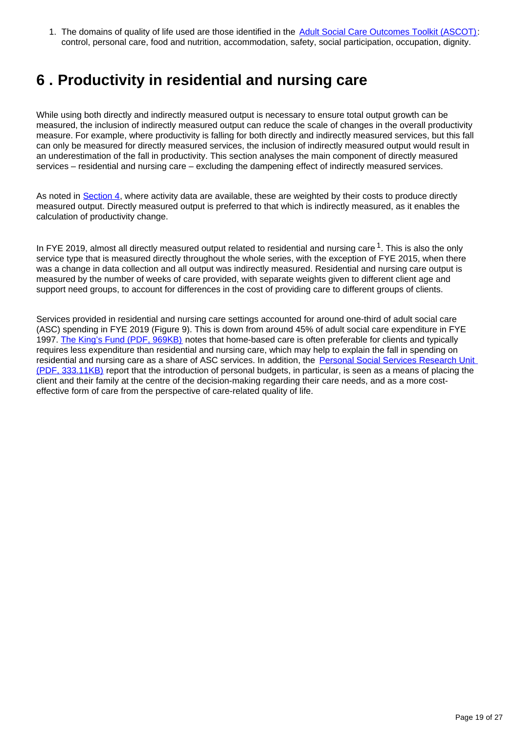1. The domains of quality of life used are those identified in the Adult Social Care Outcomes Toolkit (ASCOT): control, personal care, food and nutrition, accommodation, safety, social participation, occupation, dignity.

## 6 . Productivity in residential and nursing care

While using both directly and indirectly measured output is necessary to ensure total output growth can be measured, the inclusion of indirectly measured output can reduce the scale of changes in the overall productivity measure. For example, where productivity is falling for both directly and indirectly measured services, but this fall can only be measured for directly measured services, the inclusion of indirectly measured output would result in an underestimation of the fall in productivity. This section analyses the main component of directly measured services – residential and nursing care – excluding the dampening effect of indirectly measured services.

As noted in Section 4, where activity data are available, these are weighted by their costs to produce directly measured output. Directly measured output is preferred to that which is indirectly measured, as it enables the calculation of productivity change.

In FYE 2019, almost all directly measured output related to residential and nursing care [1]. This is also the only service type that is measured directly throughout the whole series, with the exception of FYE 2015, when there was a change in data collection and all output was indirectly measured. Residential and nursing care output is measured by the number of weeks of care provided, with separate weights given to different client age and support need groups, to account for differences in the cost of providing care to different groups of clients.

Services provided in residential and nursing care settings accounted for around one-third of adult social care (ASC) spending in FYE 2019 (Figure 9). This is down from around 45% of adult social care expenditure in FYE 1997. The King's Fund (PDF, 969KB) notes that home-based care is often preferable for clients and typically requires less expenditure than residential and nursing care, which may help to explain the fall in spending on residential and nursing care as a share of ASC services. In addition, the Personal Social Services Research Unit (PDF, 333.11KB) report that the introduction of personal budgets, in particular, is seen as a means of placing the client and their family at the centre of the decision-making regarding their care needs, and as a more cost-effective form of care from the perspective of care-related quality of life.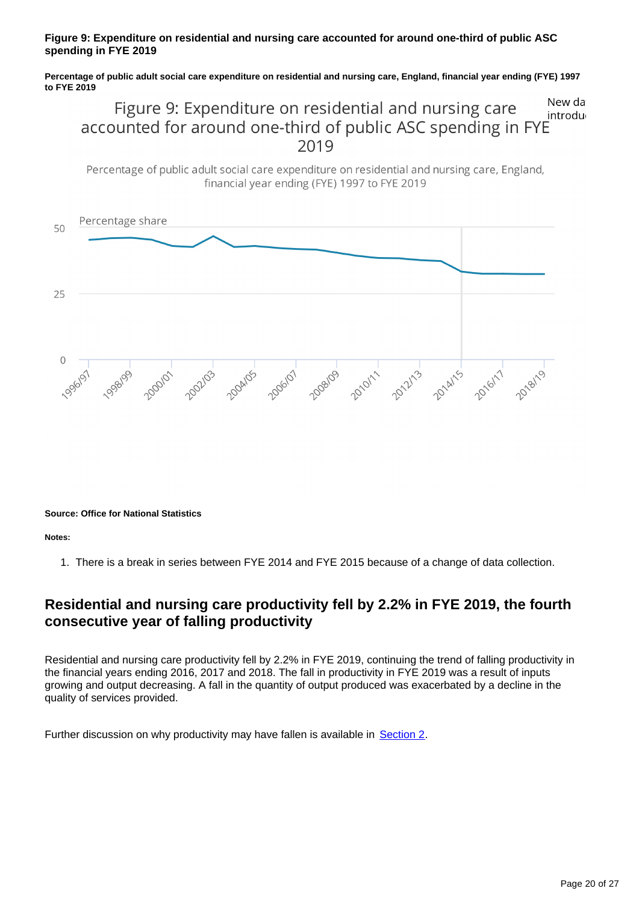**Figure 9: Expenditure on residential and nursing care accounted for around one-third of public ASC spending in FYE 2019**

**Percentage of public adult social care expenditure on residential and nursing care, England, financial year ending (FYE) 1997 to FYE 2019**

**Source: Office for National Statistics**

**Notes:**

1. There is a break in series between FYE 2014 and FYE 2015 because of a change of data collection.

## Residential and nursing care productivity fell by 2.2% in FYE 2019, the fourth consecutive year of falling productivity

Residential and nursing care productivity fell by 2.2% in FYE 2019, continuing the trend of falling productivity in the financial years ending 2016, 2017 and 2018. The fall in productivity in FYE 2019 was a result of inputs growing and output decreasing. A fall in the quantity of output produced was exacerbated by a decline in the quality of services provided.

Further discussion on why productivity may have fallen is available in Section 2.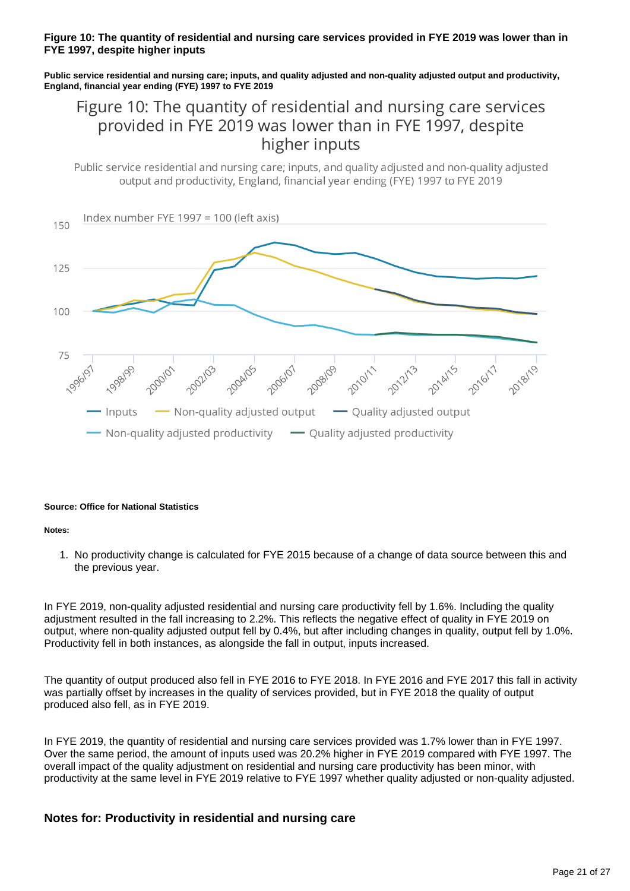**Figure 10: The quantity of residential and nursing care services provided in FYE 2019 was lower than in FYE 1997, despite higher inputs**

**Public service residential and nursing care; inputs, and quality adjusted and non-quality adjusted output and productivity, England, financial year ending (FYE) 1997 to FYE 2019**

**Source: Office for National Statistics**

**Notes:**

1. No productivity change is calculated for FYE 2015 because of a change of data source between this and the previous year.

In FYE 2019, non-quality adjusted residential and nursing care productivity fell by 1.6%. Including the quality adjustment resulted in the fall increasing to 2.2%. This reflects the negative effect of quality in FYE 2019 on output, where non-quality adjusted output fell by 0.4%, but after including changes in quality, output fell by 1.0%. Productivity fell in both instances, as alongside the fall in output, inputs increased.

The quantity of output produced also fell in FYE 2016 to FYE 2018. In FYE 2016 and FYE 2017 this fall in activity was partially offset by increases in the quality of services provided, but in FYE 2018 the quality of output produced also fell, as in FYE 2019.

In FYE 2019, the quantity of residential and nursing care services provided was 1.7% lower than in FYE 1997. Over the same period, the amount of inputs used was 20.2% higher in FYE 2019 compared with FYE 1997. The overall impact of the quality adjustment on residential and nursing care productivity has been minor, with productivity at the same level in FYE 2019 relative to FYE 1997 whether quality adjusted or non-quality adjusted.

## Notes for: Productivity in residential and nursing care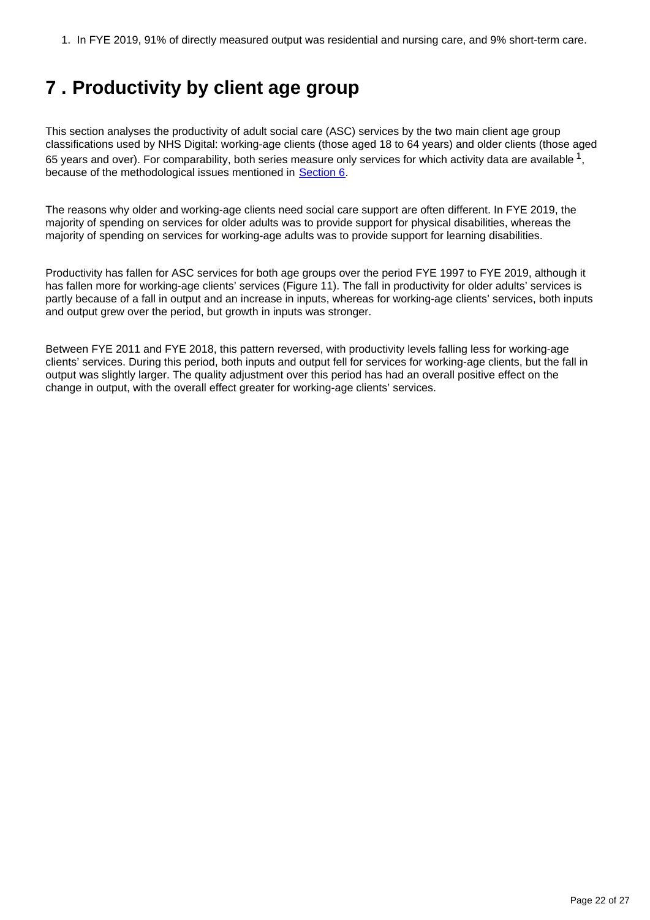1. In FYE 2019, 91% of directly measured output was residential and nursing care, and 9% short-term care.

# 7 . Productivity by client age group

This section analyses the productivity of adult social care (ASC) services by the two main client age group classifications used by NHS Digital: working-age clients (those aged 18 to 64 years) and older clients (those aged 65 years and over). For comparability, both series measure only services for which activity data are available [1], because of the methodological issues mentioned in Section 6.

The reasons why older and working-age clients need social care support are often different. In FYE 2019, the majority of spending on services for older adults was to provide support for physical disabilities, whereas the majority of spending on services for working-age adults was to provide support for learning disabilities.

Productivity has fallen for ASC services for both age groups over the period FYE 1997 to FYE 2019, although it has fallen more for working-age clients' services (Figure 11). The fall in productivity for older adults' services is partly because of a fall in output and an increase in inputs, whereas for working-age clients' services, both inputs and output grew over the period, but growth in inputs was stronger.

Between FYE 2011 and FYE 2018, this pattern reversed, with productivity levels falling less for working-age clients' services. During this period, both inputs and output fell for services for working-age clients, but the fall in output was slightly larger. The quality adjustment over this period has had an overall positive effect on the change in output, with the overall effect greater for working-age clients' services.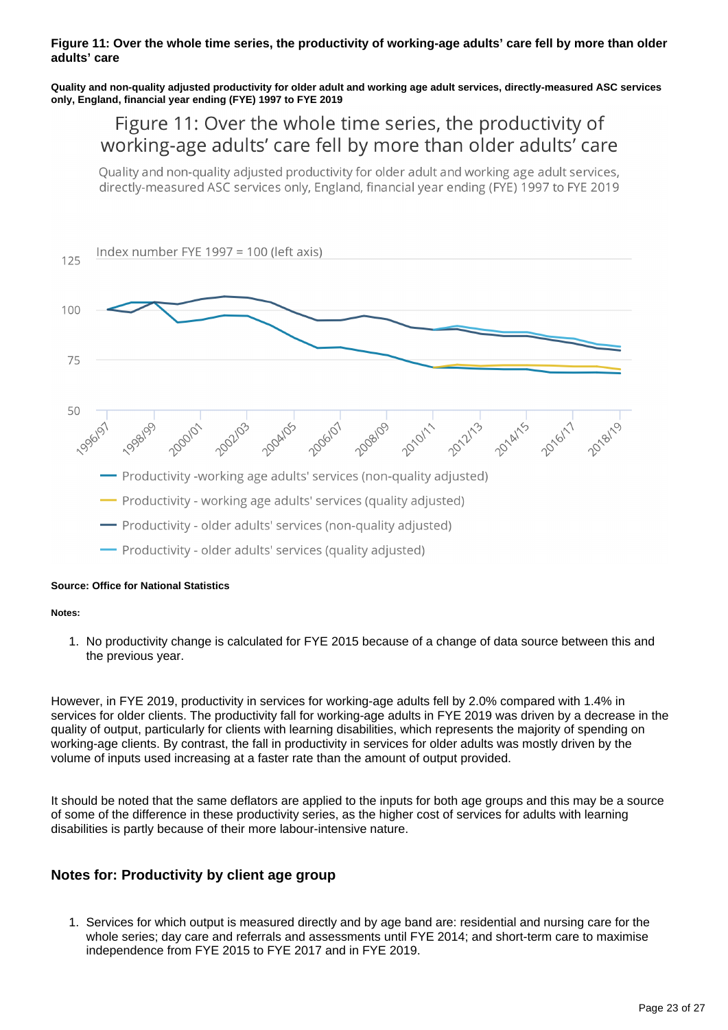**Figure 11: Over the whole time series, the productivity of working-age adults' care fell by more than older adults' care**

**Quality and non-quality adjusted productivity for older adult and working age adult services, directly-measured ASC services only, England, financial year ending (FYE) 1997 to FYE 2019**

Figure 11: Over the whole time series, the productivity of working-age adults' care fell by more than older adults' care

Quality and non-quality adjusted productivity for older adult and working age adult services, directly-measured ASC services only, England, financial year ending (FYE) 1997 to FYE 2019

Index number FYE 1997 = 100 (left axis)

- Productivity -working age adults' services (non-quality adjusted)
- Productivity - working age adults' services (quality adjusted)
- Productivity - older adults' services (non-quality adjusted)
- Productivity - older adults' services (quality adjusted)

**Source: Office for National Statistics**

**Notes:**

1. No productivity change is calculated for FYE 2015 because of a change of data source between this and the previous year.

However, in FYE 2019, productivity in services for working-age adults fell by 2.0% compared with 1.4% in services for older clients. The productivity fall for working-age adults in FYE 2019 was driven by a decrease in the quality of output, particularly for clients with learning disabilities, which represents the majority of spending on working-age clients. By contrast, the fall in productivity in services for older adults was mostly driven by the volume of inputs used increasing at a faster rate than the amount of output provided.

It should be noted that the same deflators are applied to the inputs for both age groups and this may be a source of some of the difference in these productivity series, as the higher cost of services for adults with learning disabilities is partly because of their more labour-intensive nature.

### Notes for: Productivity by client age group

1. Services for which output is measured directly and by age band are: residential and nursing care for the whole series; day care and referrals and assessments until FYE 2014; and short-term care to maximise independence from FYE 2015 to FYE 2017 and in FYE 2019.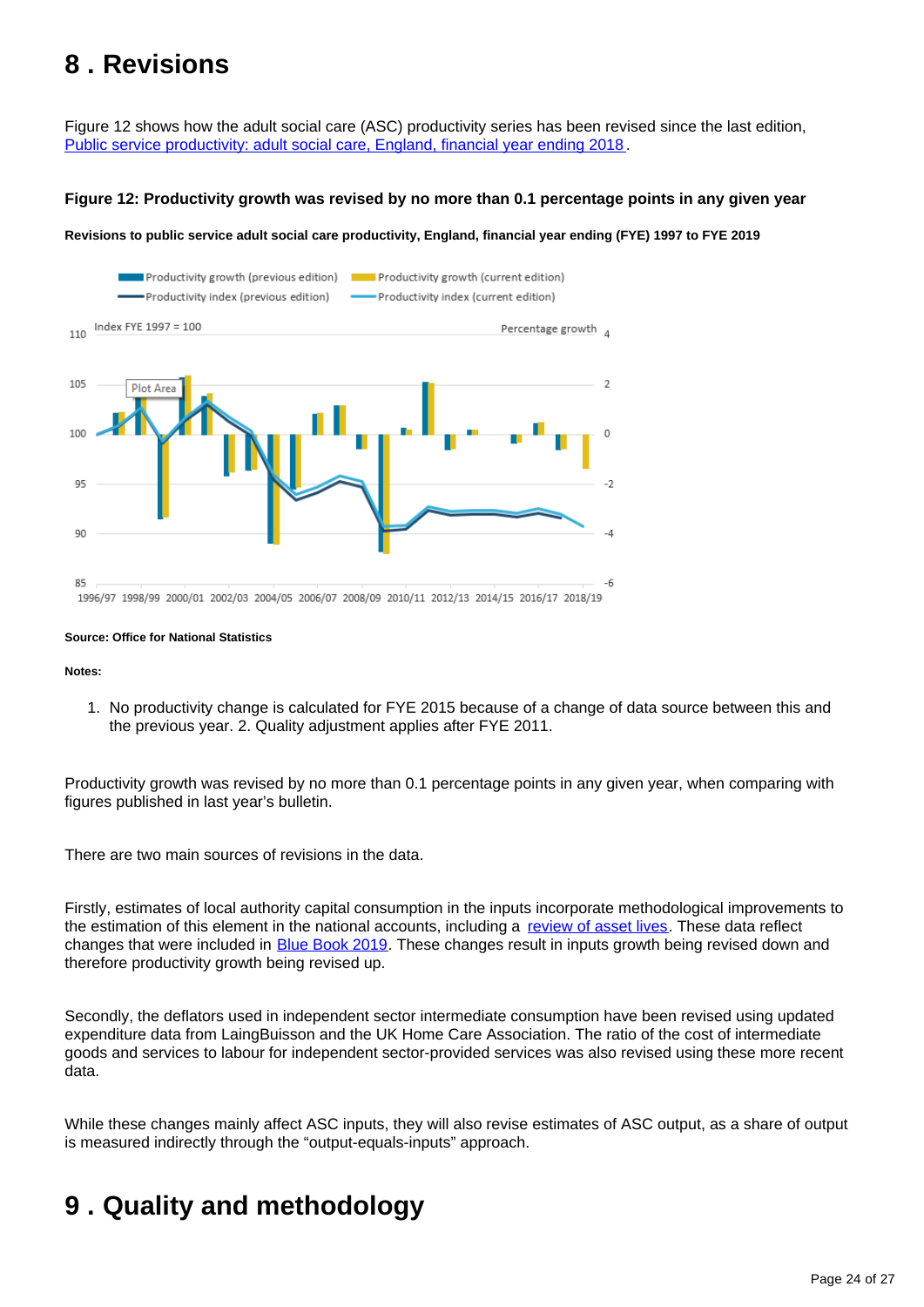# 8 . Revisions

Figure 12 shows how the adult social care (ASC) productivity series has been revised since the last edition, [Public service productivity: adult social care, England, financial year ending 2018](#).

### Figure 12: Productivity growth was revised by no more than 0.1 percentage points in any given year

**Revisions to public service adult social care productivity, England, financial year ending (FYE) 1997 to FYE 2019**

**Source: Office for National Statistics**

**Notes:**

1. No productivity change is calculated for FYE 2015 because of a change of data source between this and the previous year. 2. Quality adjustment applies after FYE 2011.

Productivity growth was revised by no more than 0.1 percentage points in any given year, when comparing with figures published in last year's bulletin.

There are two main sources of revisions in the data.

Firstly, estimates of local authority capital consumption in the inputs incorporate methodological improvements to the estimation of this element in the national accounts, including a [review of asset lives](#). These data reflect changes that were included in [Blue Book 2019](#). These changes result in inputs growth being revised down and therefore productivity growth being revised up.

Secondly, the deflators used in independent sector intermediate consumption have been revised using updated expenditure data from LaingBuisson and the UK Home Care Association. The ratio of the cost of intermediate goods and services to labour for independent sector-provided services was also revised using these more recent data.

While these changes mainly affect ASC inputs, they will also revise estimates of ASC output, as a share of output is measured indirectly through the "output-equals-inputs" approach.

# 9 . Quality and methodology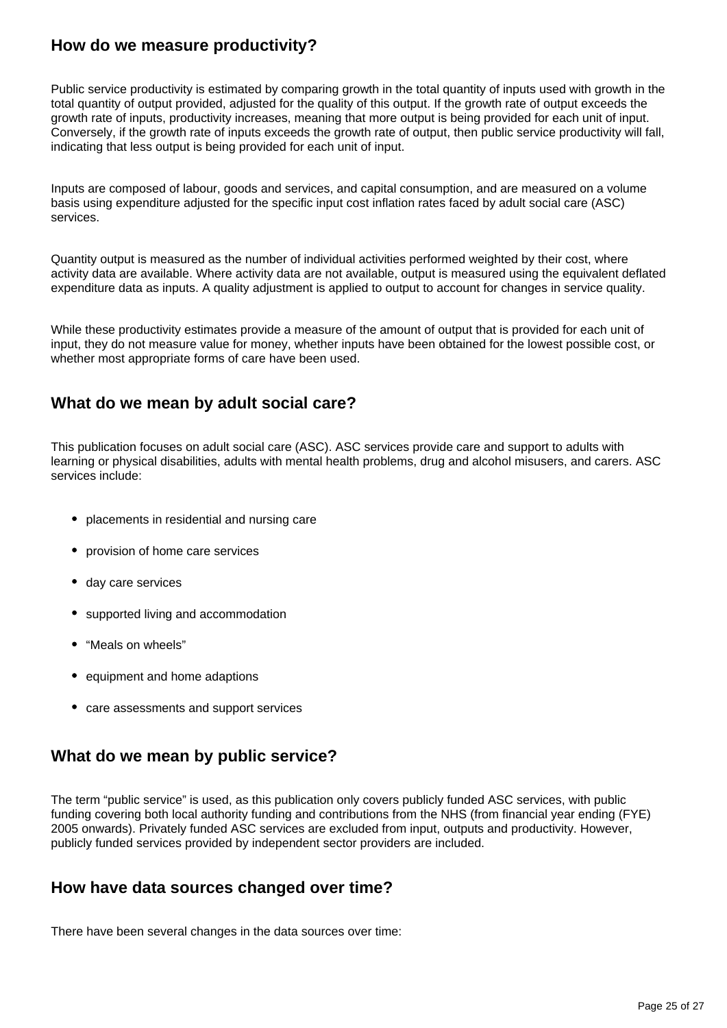## How do we measure productivity?

Public service productivity is estimated by comparing growth in the total quantity of inputs used with growth in the total quantity of output provided, adjusted for the quality of this output. If the growth rate of output exceeds the growth rate of inputs, productivity increases, meaning that more output is being provided for each unit of input. Conversely, if the growth rate of inputs exceeds the growth rate of output, then public service productivity will fall, indicating that less output is being provided for each unit of input.

Inputs are composed of labour, goods and services, and capital consumption, and are measured on a volume basis using expenditure adjusted for the specific input cost inflation rates faced by adult social care (ASC) services.

Quantity output is measured as the number of individual activities performed weighted by their cost, where activity data are available. Where activity data are not available, output is measured using the equivalent deflated expenditure data as inputs. A quality adjustment is applied to output to account for changes in service quality.

While these productivity estimates provide a measure of the amount of output that is provided for each unit of input, they do not measure value for money, whether inputs have been obtained for the lowest possible cost, or whether most appropriate forms of care have been used.

## What do we mean by adult social care?

This publication focuses on adult social care (ASC). ASC services provide care and support to adults with learning or physical disabilities, adults with mental health problems, drug and alcohol misusers, and carers. ASC services include:

- placements in residential and nursing care
- provision of home care services
- day care services
- supported living and accommodation
- “Meals on wheels”
- equipment and home adaptions
- care assessments and support services

## What do we mean by public service?

The term “public service” is used, as this publication only covers publicly funded ASC services, with public funding covering both local authority funding and contributions from the NHS (from financial year ending (FYE) 2005 onwards). Privately funded ASC services are excluded from input, outputs and productivity. However, publicly funded services provided by independent sector providers are included.

## How have data sources changed over time?

There have been several changes in the data sources over time: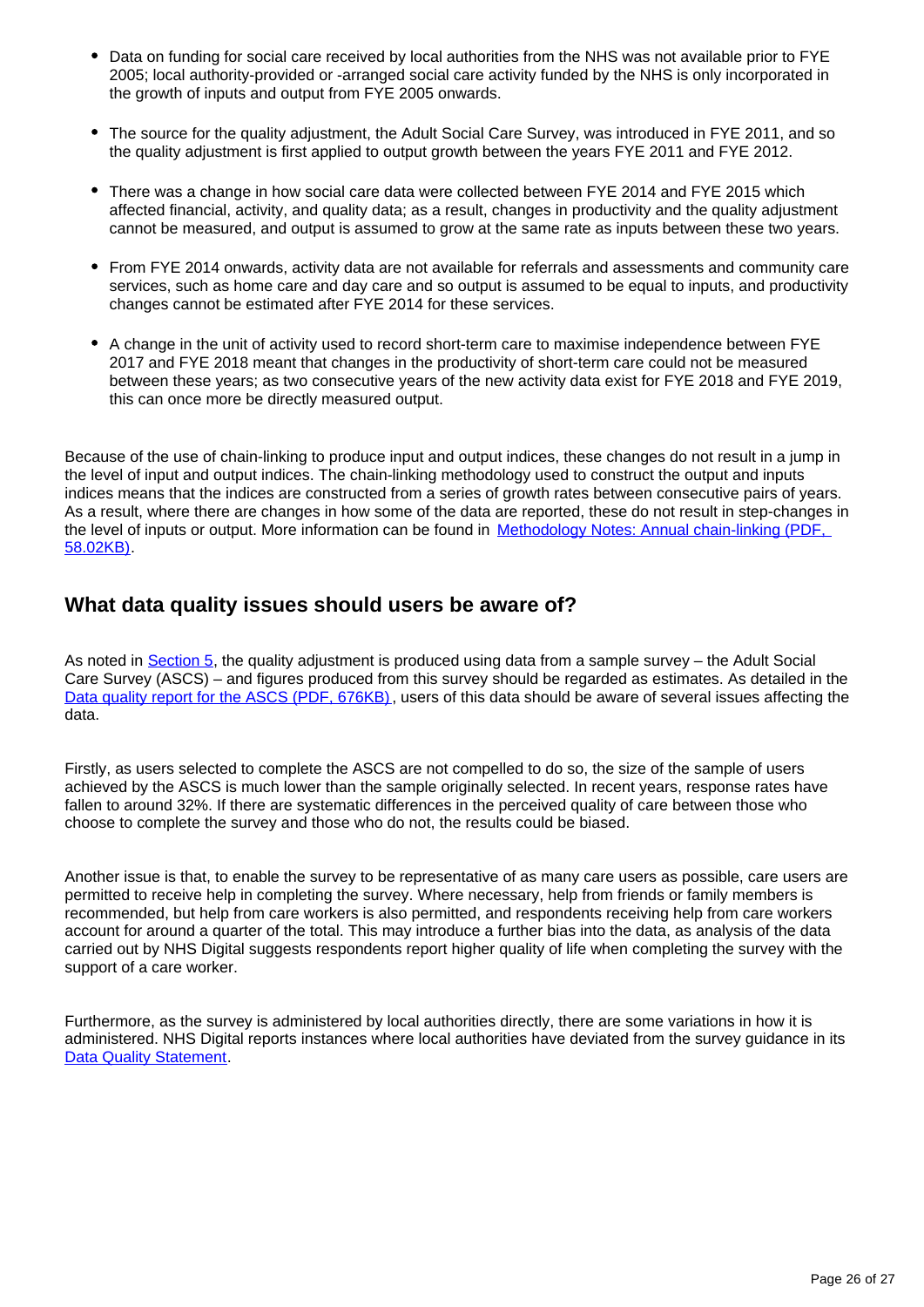- Data on funding for social care received by local authorities from the NHS was not available prior to FYE 2005; local authority-provided or -arranged social care activity funded by the NHS is only incorporated in the growth of inputs and output from FYE 2005 onwards.

- The source for the quality adjustment, the Adult Social Care Survey, was introduced in FYE 2011, and so the quality adjustment is first applied to output growth between the years FYE 2011 and FYE 2012.

- There was a change in how social care data were collected between FYE 2014 and FYE 2015 which affected financial, activity, and quality data; as a result, changes in productivity and the quality adjustment cannot be measured, and output is assumed to grow at the same rate as inputs between these two years.

- From FYE 2014 onwards, activity data are not available for referrals and assessments and community care services, such as home care and day care and so output is assumed to be equal to inputs, and productivity changes cannot be estimated after FYE 2014 for these services.

- A change in the unit of activity used to record short-term care to maximise independence between FYE 2017 and FYE 2018 meant that changes in the productivity of short-term care could not be measured between these years; as two consecutive years of the new activity data exist for FYE 2018 and FYE 2019, this can once more be directly measured output.

Because of the use of chain-linking to produce input and output indices, these changes do not result in a jump in the level of input and output indices. The chain-linking methodology used to construct the output and inputs indices means that the indices are constructed from a series of growth rates between consecutive pairs of years. As a result, where there are changes in how some of the data are reported, these do not result in step-changes in the level of inputs or output. More information can be found in [Methodology Notes: Annual chain-linking (PDF, 58.02KB)](#).

## What data quality issues should users be aware of?

As noted in [Section 5](#), the quality adjustment is produced using data from a sample survey – the Adult Social Care Survey (ASCS) – and figures produced from this survey should be regarded as estimates. As detailed in the [Data quality report for the ASCS (PDF, 676KB)](#), users of this data should be aware of several issues affecting the data.

Firstly, as users selected to complete the ASCS are not compelled to do so, the size of the sample of users achieved by the ASCS is much lower than the sample originally selected. In recent years, response rates have fallen to around 32%. If there are systematic differences in the perceived quality of care between those who choose to complete the survey and those who do not, the results could be biased.

Another issue is that, to enable the survey to be representative of as many care users as possible, care users are permitted to receive help in completing the survey. Where necessary, help from friends or family members is recommended, but help from care workers is also permitted, and respondents receiving help from care workers account for around a quarter of the total. This may introduce a further bias into the data, as analysis of the data carried out by NHS Digital suggests respondents report higher quality of life when completing the survey with the support of a care worker.

Furthermore, as the survey is administered by local authorities directly, there are some variations in how it is administered. NHS Digital reports instances where local authorities have deviated from the survey guidance in its [Data Quality Statement](#).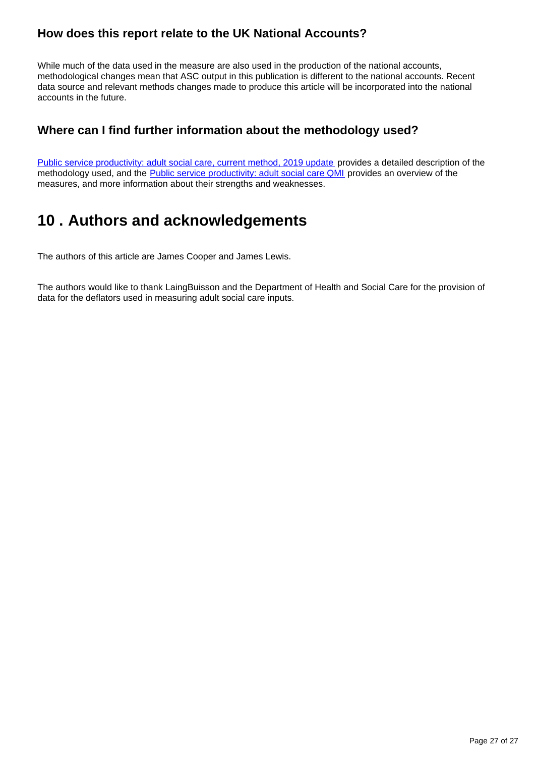### How does this report relate to the UK National Accounts?

While much of the data used in the measure are also used in the production of the national accounts, methodological changes mean that ASC output in this publication is different to the national accounts. Recent data source and relevant methods changes made to produce this article will be incorporated into the national accounts in the future.

### Where can I find further information about the methodology used?

[Public service productivity: adult social care, current method, 2019 update](#) provides a detailed description of the methodology used, and the [Public service productivity: adult social care QMI](#) provides an overview of the measures, and more information about their strengths and weaknesses.

## 10 . Authors and acknowledgements

The authors of this article are James Cooper and James Lewis.

The authors would like to thank LaingBuisson and the Department of Health and Social Care for the provision of data for the deflators used in measuring adult social care inputs.